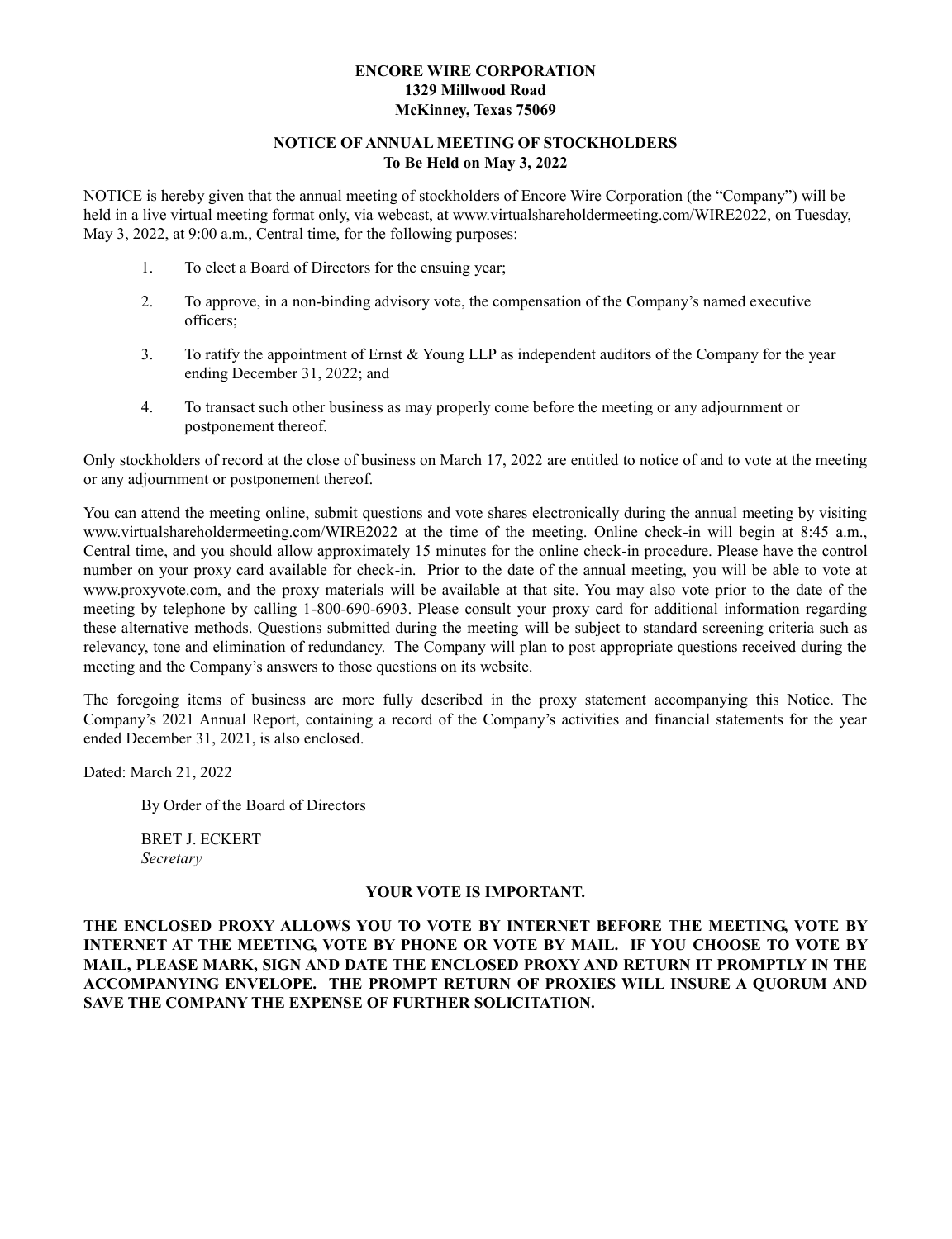**ENCORE WIRE CORPORATION**
**1329 Millwood Road**
**McKinney, Texas 75069**

# NOTICE OF ANNUAL MEETING OF STOCKHOLDERS
**To Be Held on May 3, 2022**

NOTICE is hereby given that the annual meeting of stockholders of Encore Wire Corporation (the "Company") will be held in a live virtual meeting format only, via webcast, at www.virtualshareholdermeeting.com/WIRE2022, on Tuesday, May 3, 2022, at 9:00 a.m., Central time, for the following purposes:

1. To elect a Board of Directors for the ensuing year;
2. To approve, in a non-binding advisory vote, the compensation of the Company's named executive officers;
3. To ratify the appointment of Ernst & Young LLP as independent auditors of the Company for the year ending December 31, 2022; and
4. To transact such other business as may properly come before the meeting or any adjournment or postponement thereof.

Only stockholders of record at the close of business on March 17, 2022 are entitled to notice of and to vote at the meeting or any adjournment or postponement thereof.

You can attend the meeting online, submit questions and vote shares electronically during the annual meeting by visiting www.virtualshareholdermeeting.com/WIRE2022 at the time of the meeting. Online check-in will begin at 8:45 a.m., Central time, and you should allow approximately 15 minutes for the online check-in procedure. Please have the control number on your proxy card available for check-in. Prior to the date of the annual meeting, you will be able to vote at www.proxyvote.com, and the proxy materials will be available at that site. You may also vote prior to the date of the meeting by telephone by calling 1-800-690-6903. Please consult your proxy card for additional information regarding these alternative methods. Questions submitted during the meeting will be subject to standard screening criteria such as relevancy, tone and elimination of redundancy. The Company will plan to post appropriate questions received during the meeting and the Company's answers to those questions on its website.

The foregoing items of business are more fully described in the proxy statement accompanying this Notice. The Company's 2021 Annual Report, containing a record of the Company's activities and financial statements for the year ended December 31, 2021, is also enclosed.

Dated: March 21, 2022

By Order of the Board of Directors

BRET J. ECKERT
*Secretary*

**YOUR VOTE IS IMPORTANT.**

**THE ENCLOSED PROXY ALLOWS YOU TO VOTE BY INTERNET BEFORE THE MEETING, VOTE BY INTERNET AT THE MEETING, VOTE BY PHONE OR VOTE BY MAIL. IF YOU CHOOSE TO VOTE BY MAIL, PLEASE MARK, SIGN AND DATE THE ENCLOSED PROXY AND RETURN IT PROMPTLY IN THE ACCOMPANYING ENVELOPE. THE PROMPT RETURN OF PROXIES WILL INSURE A QUORUM AND SAVE THE COMPANY THE EXPENSE OF FURTHER SOLICITATION.**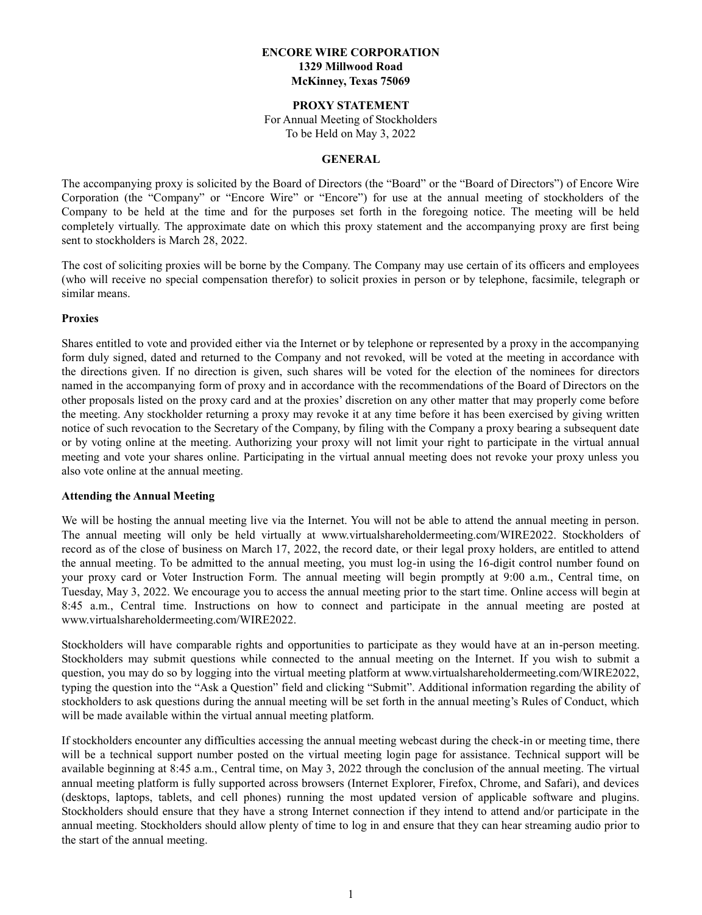**ENCORE WIRE CORPORATION**
**1329 Millwood Road**
**McKinney, Texas 75069**

**PROXY STATEMENT**
For Annual Meeting of Stockholders
To be Held on May 3, 2022

## GENERAL

The accompanying proxy is solicited by the Board of Directors (the "Board" or the "Board of Directors") of Encore Wire Corporation (the "Company" or "Encore Wire" or "Encore") for use at the annual meeting of stockholders of the Company to be held at the time and for the purposes set forth in the foregoing notice. The meeting will be held completely virtually. The approximate date on which this proxy statement and the accompanying proxy are first being sent to stockholders is March 28, 2022.

The cost of soliciting proxies will be borne by the Company. The Company may use certain of its officers and employees (who will receive no special compensation therefor) to solicit proxies in person or by telephone, facsimile, telegraph or similar means.

### Proxies

Shares entitled to vote and provided either via the Internet or by telephone or represented by a proxy in the accompanying form duly signed, dated and returned to the Company and not revoked, will be voted at the meeting in accordance with the directions given. If no direction is given, such shares will be voted for the election of the nominees for directors named in the accompanying form of proxy and in accordance with the recommendations of the Board of Directors on the other proposals listed on the proxy card and at the proxies' discretion on any other matter that may properly come before the meeting. Any stockholder returning a proxy may revoke it at any time before it has been exercised by giving written notice of such revocation to the Secretary of the Company, by filing with the Company a proxy bearing a subsequent date or by voting online at the meeting. Authorizing your proxy will not limit your right to participate in the virtual annual meeting and vote your shares online. Participating in the virtual annual meeting does not revoke your proxy unless you also vote online at the annual meeting.

### Attending the Annual Meeting

We will be hosting the annual meeting live via the Internet. You will not be able to attend the annual meeting in person. The annual meeting will only be held virtually at www.virtualshareholdermeeting.com/WIRE2022. Stockholders of record as of the close of business on March 17, 2022, the record date, or their legal proxy holders, are entitled to attend the annual meeting. To be admitted to the annual meeting, you must log-in using the 16-digit control number found on your proxy card or Voter Instruction Form. The annual meeting will begin promptly at 9:00 a.m., Central time, on Tuesday, May 3, 2022. We encourage you to access the annual meeting prior to the start time. Online access will begin at 8:45 a.m., Central time. Instructions on how to connect and participate in the annual meeting are posted at www.virtualshareholdermeeting.com/WIRE2022.

Stockholders will have comparable rights and opportunities to participate as they would have at an in-person meeting. Stockholders may submit questions while connected to the annual meeting on the Internet. If you wish to submit a question, you may do so by logging into the virtual meeting platform at www.virtualshareholdermeeting.com/WIRE2022, typing the question into the "Ask a Question" field and clicking "Submit". Additional information regarding the ability of stockholders to ask questions during the annual meeting will be set forth in the annual meeting's Rules of Conduct, which will be made available within the virtual annual meeting platform.

If stockholders encounter any difficulties accessing the annual meeting webcast during the check-in or meeting time, there will be a technical support number posted on the virtual meeting login page for assistance. Technical support will be available beginning at 8:45 a.m., Central time, on May 3, 2022 through the conclusion of the annual meeting. The virtual annual meeting platform is fully supported across browsers (Internet Explorer, Firefox, Chrome, and Safari), and devices (desktops, laptops, tablets, and cell phones) running the most updated version of applicable software and plugins. Stockholders should ensure that they have a strong Internet connection if they intend to attend and/or participate in the annual meeting. Stockholders should allow plenty of time to log in and ensure that they can hear streaming audio prior to the start of the annual meeting.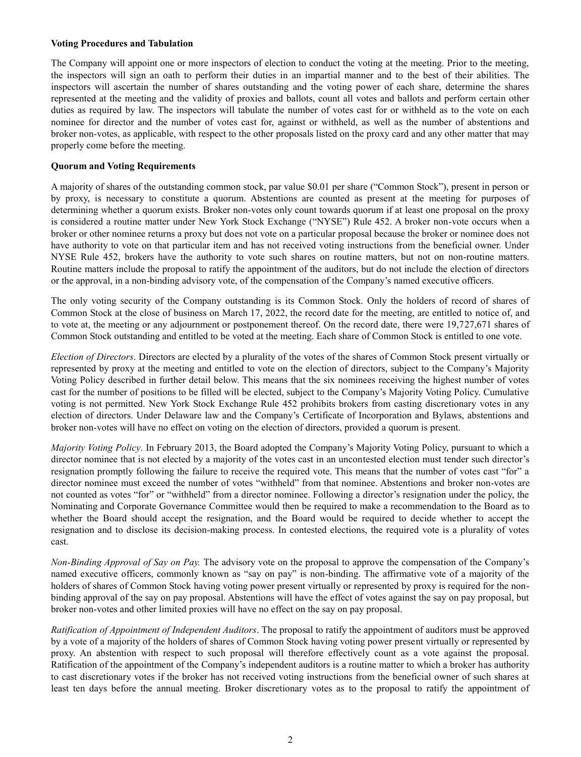**Voting Procedures and Tabulation**

The Company will appoint one or more inspectors of election to conduct the voting at the meeting. Prior to the meeting, the inspectors will sign an oath to perform their duties in an impartial manner and to the best of their abilities. The inspectors will ascertain the number of shares outstanding and the voting power of each share, determine the shares represented at the meeting and the validity of proxies and ballots, count all votes and ballots and perform certain other duties as required by law. The inspectors will tabulate the number of votes cast for or withheld as to the vote on each nominee for director and the number of votes cast for, against or withheld, as well as the number of abstentions and broker non-votes, as applicable, with respect to the other proposals listed on the proxy card and any other matter that may properly come before the meeting.

**Quorum and Voting Requirements**

A majority of shares of the outstanding common stock, par value $0.01 per share ("Common Stock"), present in person or by proxy, is necessary to constitute a quorum. Abstentions are counted as present at the meeting for purposes of determining whether a quorum exists. Broker non-votes only count towards quorum if at least one proposal on the proxy is considered a routine matter under New York Stock Exchange ("NYSE") Rule 452. A broker non-vote occurs when a broker or other nominee returns a proxy but does not vote on a particular proposal because the broker or nominee does not have authority to vote on that particular item and has not received voting instructions from the beneficial owner. Under NYSE Rule 452, brokers have the authority to vote such shares on routine matters, but not on non-routine matters. Routine matters include the proposal to ratify the appointment of the auditors, but do not include the election of directors or the approval, in a non-binding advisory vote, of the compensation of the Company's named executive officers.

The only voting security of the Company outstanding is its Common Stock. Only the holders of record of shares of Common Stock at the close of business on March 17, 2022, the record date for the meeting, are entitled to notice of, and to vote at, the meeting or any adjournment or postponement thereof. On the record date, there were 19,727,671 shares of Common Stock outstanding and entitled to be voted at the meeting. Each share of Common Stock is entitled to one vote.

*Election of Directors*. Directors are elected by a plurality of the votes of the shares of Common Stock present virtually or represented by proxy at the meeting and entitled to vote on the election of directors, subject to the Company's Majority Voting Policy described in further detail below. This means that the six nominees receiving the highest number of votes cast for the number of positions to be filled will be elected, subject to the Company's Majority Voting Policy. Cumulative voting is not permitted. New York Stock Exchange Rule 452 prohibits brokers from casting discretionary votes in any election of directors. Under Delaware law and the Company's Certificate of Incorporation and Bylaws, abstentions and broker non-votes will have no effect on voting on the election of directors, provided a quorum is present.

*Majority Voting Policy*. In February 2013, the Board adopted the Company's Majority Voting Policy, pursuant to which a director nominee that is not elected by a majority of the votes cast in an uncontested election must tender such director's resignation promptly following the failure to receive the required vote. This means that the number of votes cast "for" a director nominee must exceed the number of votes "withheld" from that nominee. Abstentions and broker non-votes are not counted as votes "for" or "withheld" from a director nominee. Following a director's resignation under the policy, the Nominating and Corporate Governance Committee would then be required to make a recommendation to the Board as to whether the Board should accept the resignation, and the Board would be required to decide whether to accept the resignation and to disclose its decision-making process. In contested elections, the required vote is a plurality of votes cast.

*Non-Binding Approval of Say on Pay.* The advisory vote on the proposal to approve the compensation of the Company's named executive officers, commonly known as "say on pay" is non-binding. The affirmative vote of a majority of the holders of shares of Common Stock having voting power present virtually or represented by proxy is required for the non-binding approval of the say on pay proposal. Abstentions will have the effect of votes against the say on pay proposal, but broker non-votes and other limited proxies will have no effect on the say on pay proposal.

*Ratification of Appointment of Independent Auditors*. The proposal to ratify the appointment of auditors must be approved by a vote of a majority of the holders of shares of Common Stock having voting power present virtually or represented by proxy. An abstention with respect to such proposal will therefore effectively count as a vote against the proposal. Ratification of the appointment of the Company's independent auditors is a routine matter to which a broker has authority to cast discretionary votes if the broker has not received voting instructions from the beneficial owner of such shares at least ten days before the annual meeting. Broker discretionary votes as to the proposal to ratify the appointment of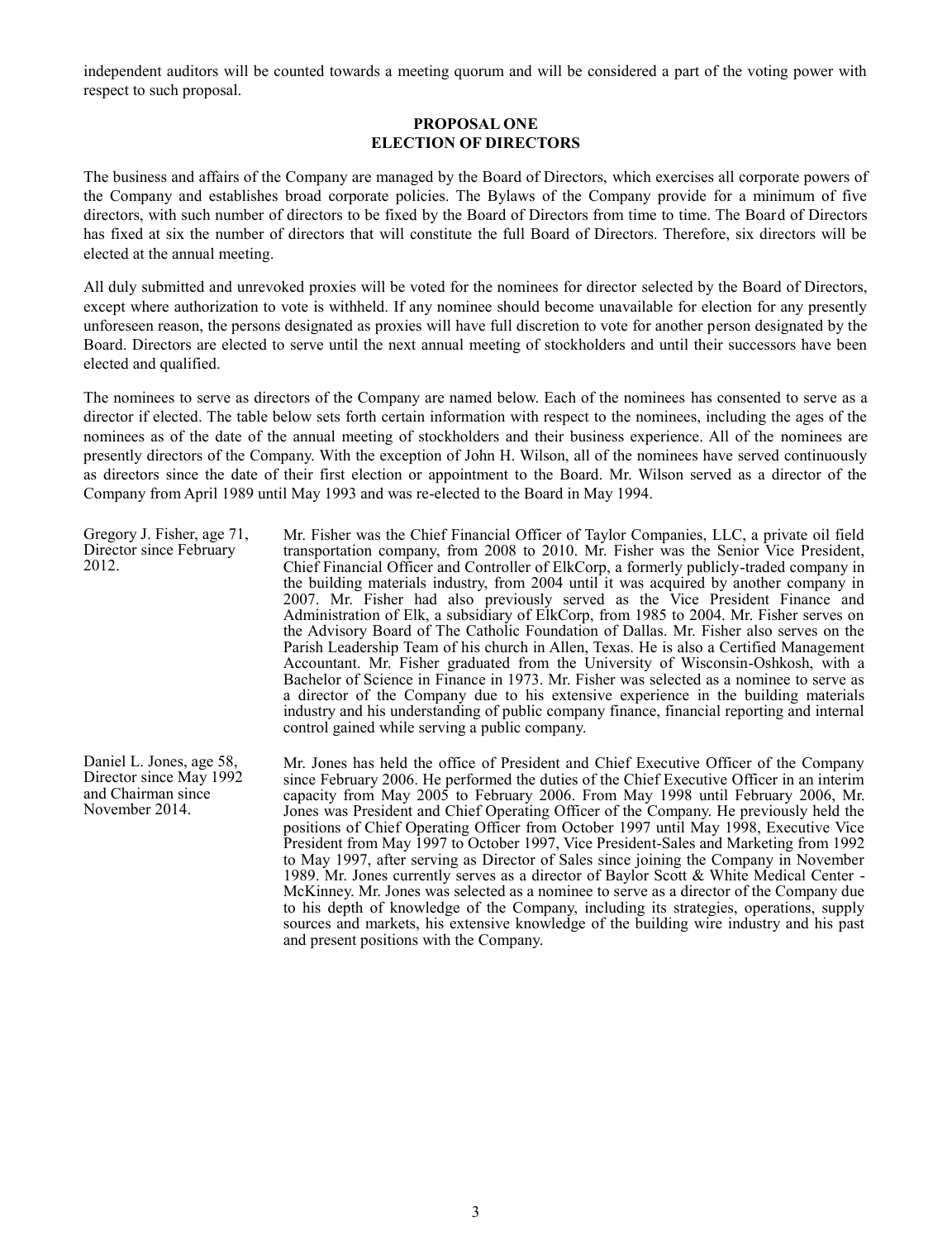independent auditors will be counted towards a meeting quorum and will be considered a part of the voting power with respect to such proposal.

## PROPOSAL ONE
## ELECTION OF DIRECTORS

The business and affairs of the Company are managed by the Board of Directors, which exercises all corporate powers of the Company and establishes broad corporate policies. The Bylaws of the Company provide for a minimum of five directors, with such number of directors to be fixed by the Board of Directors from time to time. The Board of Directors has fixed at six the number of directors that will constitute the full Board of Directors. Therefore, six directors will be elected at the annual meeting.

All duly submitted and unrevoked proxies will be voted for the nominees for director selected by the Board of Directors, except where authorization to vote is withheld. If any nominee should become unavailable for election for any presently unforeseen reason, the persons designated as proxies will have full discretion to vote for another person designated by the Board. Directors are elected to serve until the next annual meeting of stockholders and until their successors have been elected and qualified.

The nominees to serve as directors of the Company are named below. Each of the nominees has consented to serve as a director if elected. The table below sets forth certain information with respect to the nominees, including the ages of the nominees as of the date of the annual meeting of stockholders and their business experience. All of the nominees are presently directors of the Company. With the exception of John H. Wilson, all of the nominees have served continuously as directors since the date of their first election or appointment to the Board. Mr. Wilson served as a director of the Company from April 1989 until May 1993 and was re-elected to the Board in May 1994.

| | |
|---|---|
| Gregory J. Fisher, age 71, Director since February 2012. | Mr. Fisher was the Chief Financial Officer of Taylor Companies, LLC, a private oil field transportation company, from 2008 to 2010. Mr. Fisher was the Senior Vice President, Chief Financial Officer and Controller of ElkCorp, a formerly publicly-traded company in the building materials industry, from 2004 until it was acquired by another company in 2007. Mr. Fisher had also previously served as the Vice President Finance and Administration of Elk, a subsidiary of ElkCorp, from 1985 to 2004. Mr. Fisher serves on the Advisory Board of The Catholic Foundation of Dallas. Mr. Fisher also serves on the Parish Leadership Team of his church in Allen, Texas. He is also a Certified Management Accountant. Mr. Fisher graduated from the University of Wisconsin-Oshkosh, with a Bachelor of Science in Finance in 1973. Mr. Fisher was selected as a nominee to serve as a director of the Company due to his extensive experience in the building materials industry and his understanding of public company finance, financial reporting and internal control gained while serving a public company. |
| Daniel L. Jones, age 58, Director since May 1992 and Chairman since November 2014. | Mr. Jones has held the office of President and Chief Executive Officer of the Company since February 2006. He performed the duties of the Chief Executive Officer in an interim capacity from May 2005 to February 2006. From May 1998 until February 2006, Mr. Jones was President and Chief Operating Officer of the Company. He previously held the positions of Chief Operating Officer from October 1997 until May 1998, Executive Vice President from May 1997 to October 1997, Vice President-Sales and Marketing from 1992 to May 1997, after serving as Director of Sales since joining the Company in November 1989. Mr. Jones currently serves as a director of Baylor Scott & White Medical Center - McKinney. Mr. Jones was selected as a nominee to serve as a director of the Company due to his depth of knowledge of the Company, including its strategies, operations, supply sources and markets, his extensive knowledge of the building wire industry and his past and present positions with the Company. |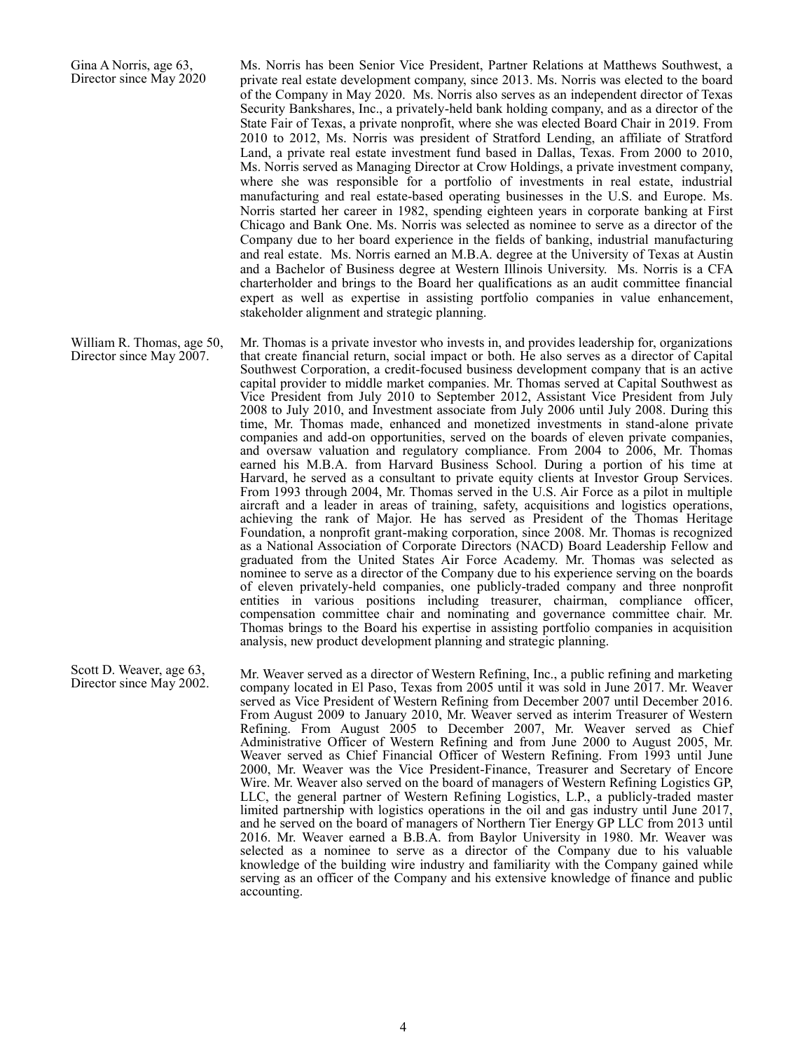Gina A Norris, age 63, Director since May 2020

Ms. Norris has been Senior Vice President, Partner Relations at Matthews Southwest, a private real estate development company, since 2013. Ms. Norris was elected to the board of the Company in May 2020. Ms. Norris also serves as an independent director of Texas Security Bankshares, Inc., a privately-held bank holding company, and as a director of the State Fair of Texas, a private nonprofit, where she was elected Board Chair in 2019. From 2010 to 2012, Ms. Norris was president of Stratford Lending, an affiliate of Stratford Land, a private real estate investment fund based in Dallas, Texas. From 2000 to 2010, Ms. Norris served as Managing Director at Crow Holdings, a private investment company, where she was responsible for a portfolio of investments in real estate, industrial manufacturing and real estate-based operating businesses in the U.S. and Europe. Ms. Norris started her career in 1982, spending eighteen years in corporate banking at First Chicago and Bank One. Ms. Norris was selected as nominee to serve as a director of the Company due to her board experience in the fields of banking, industrial manufacturing and real estate. Ms. Norris earned an M.B.A. degree at the University of Texas at Austin and a Bachelor of Business degree at Western Illinois University. Ms. Norris is a CFA charterholder and brings to the Board her qualifications as an audit committee financial expert as well as expertise in assisting portfolio companies in value enhancement, stakeholder alignment and strategic planning.

William R. Thomas, age 50, Director since May 2007.

Mr. Thomas is a private investor who invests in, and provides leadership for, organizations that create financial return, social impact or both. He also serves as a director of Capital Southwest Corporation, a credit-focused business development company that is an active capital provider to middle market companies. Mr. Thomas served at Capital Southwest as Vice President from July 2010 to September 2012, Assistant Vice President from July 2008 to July 2010, and Investment associate from July 2006 until July 2008. During this time, Mr. Thomas made, enhanced and monetized investments in stand-alone private companies and add-on opportunities, served on the boards of eleven private companies, and oversaw valuation and regulatory compliance. From 2004 to 2006, Mr. Thomas earned his M.B.A. from Harvard Business School. During a portion of his time at Harvard, he served as a consultant to private equity clients at Investor Group Services. From 1993 through 2004, Mr. Thomas served in the U.S. Air Force as a pilot in multiple aircraft and a leader in areas of training, safety, acquisitions and logistics operations, achieving the rank of Major. He has served as President of the Thomas Heritage Foundation, a nonprofit grant-making corporation, since 2008. Mr. Thomas is recognized as a National Association of Corporate Directors (NACD) Board Leadership Fellow and graduated from the United States Air Force Academy. Mr. Thomas was selected as nominee to serve as a director of the Company due to his experience serving on the boards of eleven privately-held companies, one publicly-traded company and three nonprofit entities in various positions including treasurer, chairman, compliance officer, compensation committee chair and nominating and governance committee chair. Mr. Thomas brings to the Board his expertise in assisting portfolio companies in acquisition analysis, new product development planning and strategic planning.

Scott D. Weaver, age 63, Director since May 2002.

Mr. Weaver served as a director of Western Refining, Inc., a public refining and marketing company located in El Paso, Texas from 2005 until it was sold in June 2017. Mr. Weaver served as Vice President of Western Refining from December 2007 until December 2016. From August 2009 to January 2010, Mr. Weaver served as interim Treasurer of Western Refining. From August 2005 to December 2007, Mr. Weaver served as Chief Administrative Officer of Western Refining and from June 2000 to August 2005, Mr. Weaver served as Chief Financial Officer of Western Refining. From 1993 until June 2000, Mr. Weaver was the Vice President-Finance, Treasurer and Secretary of Encore Wire. Mr. Weaver also served on the board of managers of Western Refining Logistics GP, LLC, the general partner of Western Refining Logistics, L.P., a publicly-traded master limited partnership with logistics operations in the oil and gas industry until June 2017, and he served on the board of managers of Northern Tier Energy GP LLC from 2013 until 2016. Mr. Weaver earned a B.B.A. from Baylor University in 1980. Mr. Weaver was selected as a nominee to serve as a director of the Company due to his valuable knowledge of the building wire industry and familiarity with the Company gained while serving as an officer of the Company and his extensive knowledge of finance and public accounting.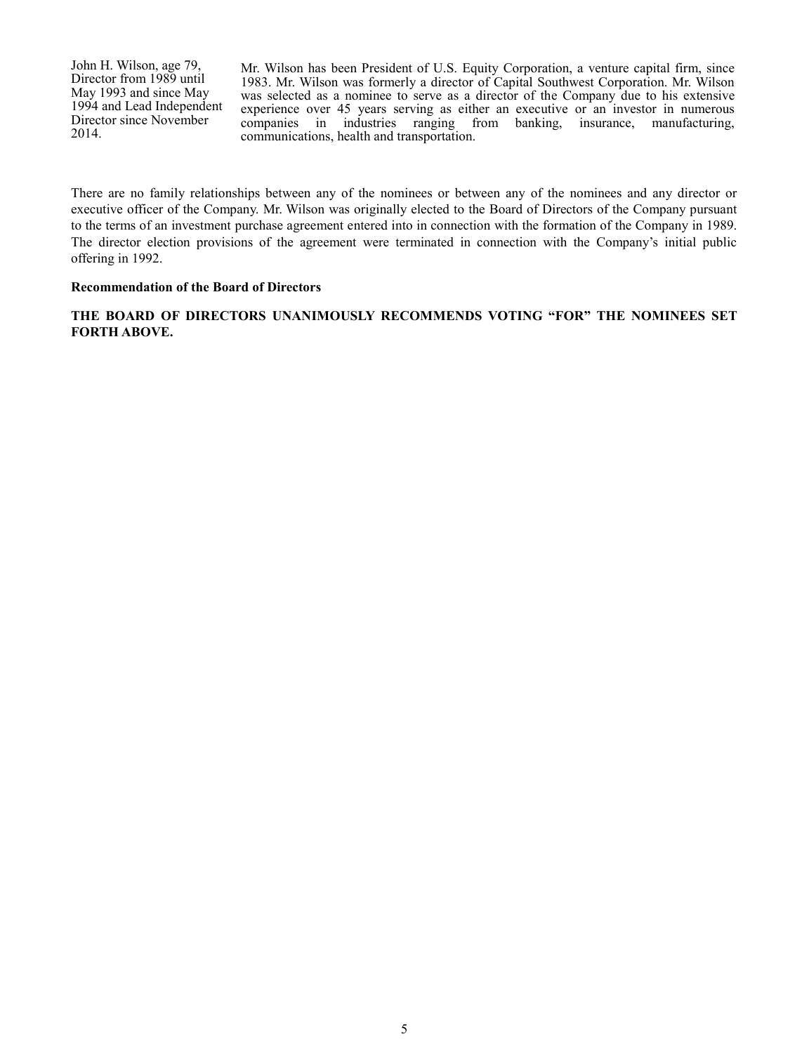| | |
|---|---|
| John H. Wilson, age 79, Director from 1989 until May 1993 and since May 1994 and Lead Independent Director since November 2014. | Mr. Wilson has been President of U.S. Equity Corporation, a venture capital firm, since 1983. Mr. Wilson was formerly a director of Capital Southwest Corporation. Mr. Wilson was selected as a nominee to serve as a director of the Company due to his extensive experience over 45 years serving as either an executive or an investor in numerous companies in industries ranging from banking, insurance, manufacturing, communications, health and transportation. |

There are no family relationships between any of the nominees or between any of the nominees and any director or executive officer of the Company. Mr. Wilson was originally elected to the Board of Directors of the Company pursuant to the terms of an investment purchase agreement entered into in connection with the formation of the Company in 1989. The director election provisions of the agreement were terminated in connection with the Company's initial public offering in 1992.

**Recommendation of the Board of Directors**

**THE BOARD OF DIRECTORS UNANIMOUSLY RECOMMENDS VOTING "FOR" THE NOMINEES SET FORTH ABOVE.**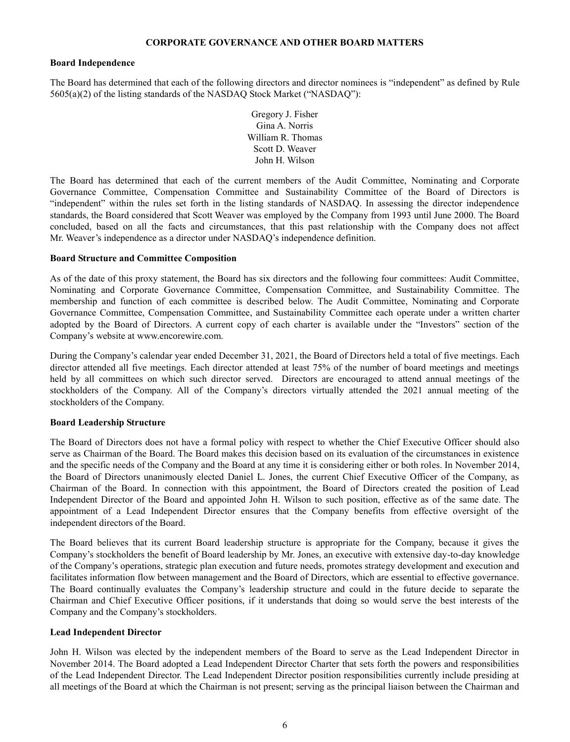## CORPORATE GOVERNANCE AND OTHER BOARD MATTERS

### Board Independence

The Board has determined that each of the following directors and director nominees is "independent" as defined by Rule 5605(a)(2) of the listing standards of the NASDAQ Stock Market ("NASDAQ"):

Gregory J. Fisher
Gina A. Norris
William R. Thomas
Scott D. Weaver
John H. Wilson

The Board has determined that each of the current members of the Audit Committee, Nominating and Corporate Governance Committee, Compensation Committee and Sustainability Committee of the Board of Directors is "independent" within the rules set forth in the listing standards of NASDAQ. In assessing the director independence standards, the Board considered that Scott Weaver was employed by the Company from 1993 until June 2000. The Board concluded, based on all the facts and circumstances, that this past relationship with the Company does not affect Mr. Weaver's independence as a director under NASDAQ's independence definition.

### Board Structure and Committee Composition

As of the date of this proxy statement, the Board has six directors and the following four committees: Audit Committee, Nominating and Corporate Governance Committee, Compensation Committee, and Sustainability Committee. The membership and function of each committee is described below. The Audit Committee, Nominating and Corporate Governance Committee, Compensation Committee, and Sustainability Committee each operate under a written charter adopted by the Board of Directors. A current copy of each charter is available under the "Investors" section of the Company's website at www.encorewire.com.

During the Company's calendar year ended December 31, 2021, the Board of Directors held a total of five meetings. Each director attended all five meetings. Each director attended at least 75% of the number of board meetings and meetings held by all committees on which such director served. Directors are encouraged to attend annual meetings of the stockholders of the Company. All of the Company's directors virtually attended the 2021 annual meeting of the stockholders of the Company.

### Board Leadership Structure

The Board of Directors does not have a formal policy with respect to whether the Chief Executive Officer should also serve as Chairman of the Board. The Board makes this decision based on its evaluation of the circumstances in existence and the specific needs of the Company and the Board at any time it is considering either or both roles. In November 2014, the Board of Directors unanimously elected Daniel L. Jones, the current Chief Executive Officer of the Company, as Chairman of the Board. In connection with this appointment, the Board of Directors created the position of Lead Independent Director of the Board and appointed John H. Wilson to such position, effective as of the same date. The appointment of a Lead Independent Director ensures that the Company benefits from effective oversight of the independent directors of the Board.

The Board believes that its current Board leadership structure is appropriate for the Company, because it gives the Company's stockholders the benefit of Board leadership by Mr. Jones, an executive with extensive day-to-day knowledge of the Company's operations, strategic plan execution and future needs, promotes strategy development and execution and facilitates information flow between management and the Board of Directors, which are essential to effective governance. The Board continually evaluates the Company's leadership structure and could in the future decide to separate the Chairman and Chief Executive Officer positions, if it understands that doing so would serve the best interests of the Company and the Company's stockholders.

### Lead Independent Director

John H. Wilson was elected by the independent members of the Board to serve as the Lead Independent Director in November 2014. The Board adopted a Lead Independent Director Charter that sets forth the powers and responsibilities of the Lead Independent Director. The Lead Independent Director position responsibilities currently include presiding at all meetings of the Board at which the Chairman is not present; serving as the principal liaison between the Chairman and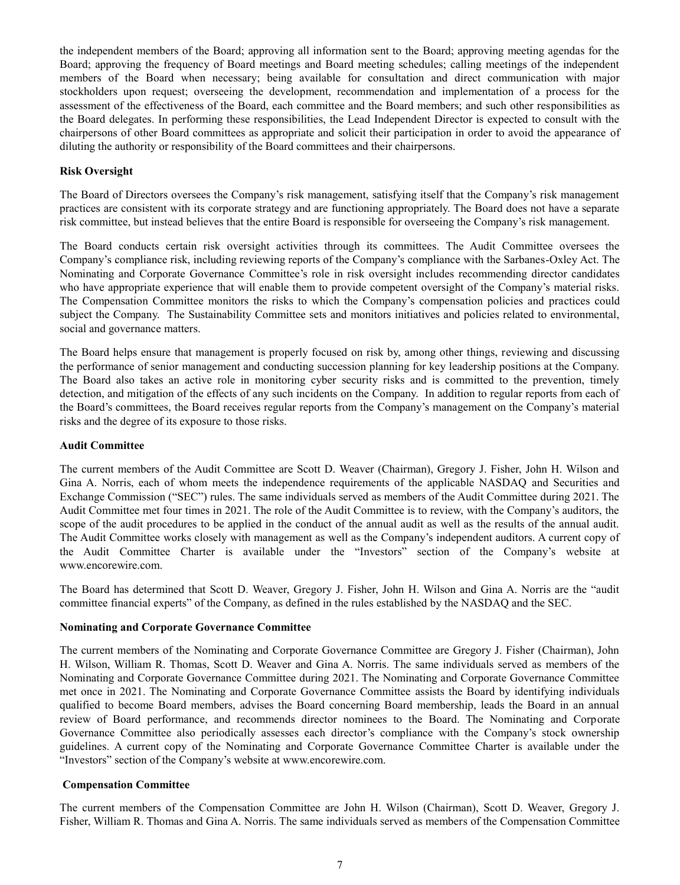the independent members of the Board; approving all information sent to the Board; approving meeting agendas for the Board; approving the frequency of Board meetings and Board meeting schedules; calling meetings of the independent members of the Board when necessary; being available for consultation and direct communication with major stockholders upon request; overseeing the development, recommendation and implementation of a process for the assessment of the effectiveness of the Board, each committee and the Board members; and such other responsibilities as the Board delegates. In performing these responsibilities, the Lead Independent Director is expected to consult with the chairpersons of other Board committees as appropriate and solicit their participation in order to avoid the appearance of diluting the authority or responsibility of the Board committees and their chairpersons.

**Risk Oversight**

The Board of Directors oversees the Company's risk management, satisfying itself that the Company's risk management practices are consistent with its corporate strategy and are functioning appropriately. The Board does not have a separate risk committee, but instead believes that the entire Board is responsible for overseeing the Company's risk management.

The Board conducts certain risk oversight activities through its committees. The Audit Committee oversees the Company's compliance risk, including reviewing reports of the Company's compliance with the Sarbanes-Oxley Act. The Nominating and Corporate Governance Committee's role in risk oversight includes recommending director candidates who have appropriate experience that will enable them to provide competent oversight of the Company's material risks. The Compensation Committee monitors the risks to which the Company's compensation policies and practices could subject the Company. The Sustainability Committee sets and monitors initiatives and policies related to environmental, social and governance matters.

The Board helps ensure that management is properly focused on risk by, among other things, reviewing and discussing the performance of senior management and conducting succession planning for key leadership positions at the Company. The Board also takes an active role in monitoring cyber security risks and is committed to the prevention, timely detection, and mitigation of the effects of any such incidents on the Company. In addition to regular reports from each of the Board's committees, the Board receives regular reports from the Company's management on the Company's material risks and the degree of its exposure to those risks.

**Audit Committee**

The current members of the Audit Committee are Scott D. Weaver (Chairman), Gregory J. Fisher, John H. Wilson and Gina A. Norris, each of whom meets the independence requirements of the applicable NASDAQ and Securities and Exchange Commission ("SEC") rules. The same individuals served as members of the Audit Committee during 2021. The Audit Committee met four times in 2021. The role of the Audit Committee is to review, with the Company's auditors, the scope of the audit procedures to be applied in the conduct of the annual audit as well as the results of the annual audit. The Audit Committee works closely with management as well as the Company's independent auditors. A current copy of the Audit Committee Charter is available under the "Investors" section of the Company's website at www.encorewire.com.

The Board has determined that Scott D. Weaver, Gregory J. Fisher, John H. Wilson and Gina A. Norris are the "audit committee financial experts" of the Company, as defined in the rules established by the NASDAQ and the SEC.

**Nominating and Corporate Governance Committee**

The current members of the Nominating and Corporate Governance Committee are Gregory J. Fisher (Chairman), John H. Wilson, William R. Thomas, Scott D. Weaver and Gina A. Norris. The same individuals served as members of the Nominating and Corporate Governance Committee during 2021. The Nominating and Corporate Governance Committee met once in 2021. The Nominating and Corporate Governance Committee assists the Board by identifying individuals qualified to become Board members, advises the Board concerning Board membership, leads the Board in an annual review of Board performance, and recommends director nominees to the Board. The Nominating and Corporate Governance Committee also periodically assesses each director's compliance with the Company's stock ownership guidelines. A current copy of the Nominating and Corporate Governance Committee Charter is available under the "Investors" section of the Company's website at www.encorewire.com.

**Compensation Committee**

The current members of the Compensation Committee are John H. Wilson (Chairman), Scott D. Weaver, Gregory J. Fisher, William R. Thomas and Gina A. Norris. The same individuals served as members of the Compensation Committee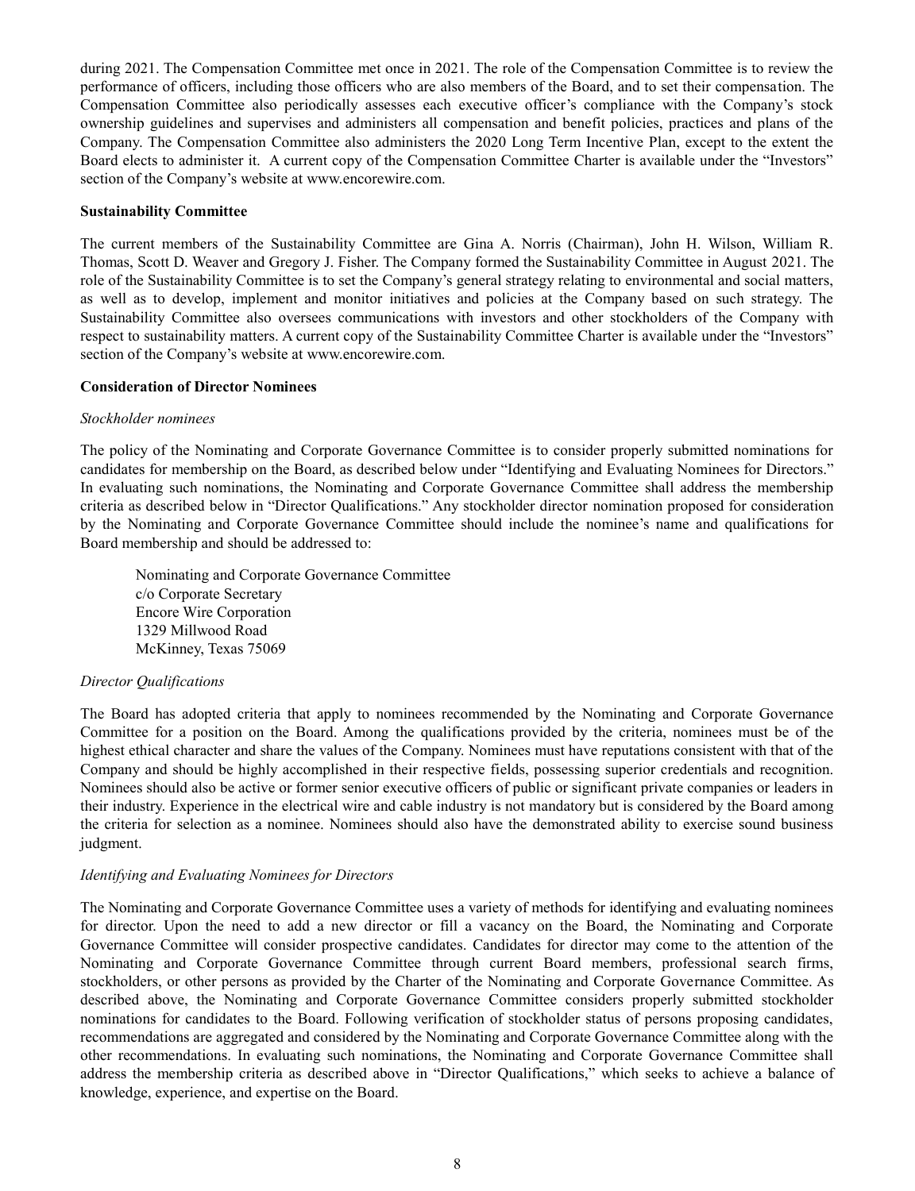during 2021. The Compensation Committee met once in 2021. The role of the Compensation Committee is to review the performance of officers, including those officers who are also members of the Board, and to set their compensation. The Compensation Committee also periodically assesses each executive officer's compliance with the Company's stock ownership guidelines and supervises and administers all compensation and benefit policies, practices and plans of the Company. The Compensation Committee also administers the 2020 Long Term Incentive Plan, except to the extent the Board elects to administer it. A current copy of the Compensation Committee Charter is available under the "Investors" section of the Company's website at www.encorewire.com.

**Sustainability Committee**

The current members of the Sustainability Committee are Gina A. Norris (Chairman), John H. Wilson, William R. Thomas, Scott D. Weaver and Gregory J. Fisher. The Company formed the Sustainability Committee in August 2021. The role of the Sustainability Committee is to set the Company's general strategy relating to environmental and social matters, as well as to develop, implement and monitor initiatives and policies at the Company based on such strategy. The Sustainability Committee also oversees communications with investors and other stockholders of the Company with respect to sustainability matters. A current copy of the Sustainability Committee Charter is available under the "Investors" section of the Company's website at www.encorewire.com.

**Consideration of Director Nominees**

*Stockholder nominees*

The policy of the Nominating and Corporate Governance Committee is to consider properly submitted nominations for candidates for membership on the Board, as described below under "Identifying and Evaluating Nominees for Directors." In evaluating such nominations, the Nominating and Corporate Governance Committee shall address the membership criteria as described below in "Director Qualifications." Any stockholder director nomination proposed for consideration by the Nominating and Corporate Governance Committee should include the nominee's name and qualifications for Board membership and should be addressed to:

Nominating and Corporate Governance Committee
c/o Corporate Secretary
Encore Wire Corporation
1329 Millwood Road
McKinney, Texas 75069

*Director Qualifications*

The Board has adopted criteria that apply to nominees recommended by the Nominating and Corporate Governance Committee for a position on the Board. Among the qualifications provided by the criteria, nominees must be of the highest ethical character and share the values of the Company. Nominees must have reputations consistent with that of the Company and should be highly accomplished in their respective fields, possessing superior credentials and recognition. Nominees should also be active or former senior executive officers of public or significant private companies or leaders in their industry. Experience in the electrical wire and cable industry is not mandatory but is considered by the Board among the criteria for selection as a nominee. Nominees should also have the demonstrated ability to exercise sound business judgment.

*Identifying and Evaluating Nominees for Directors*

The Nominating and Corporate Governance Committee uses a variety of methods for identifying and evaluating nominees for director. Upon the need to add a new director or fill a vacancy on the Board, the Nominating and Corporate Governance Committee will consider prospective candidates. Candidates for director may come to the attention of the Nominating and Corporate Governance Committee through current Board members, professional search firms, stockholders, or other persons as provided by the Charter of the Nominating and Corporate Governance Committee. As described above, the Nominating and Corporate Governance Committee considers properly submitted stockholder nominations for candidates to the Board. Following verification of stockholder status of persons proposing candidates, recommendations are aggregated and considered by the Nominating and Corporate Governance Committee along with the other recommendations. In evaluating such nominations, the Nominating and Corporate Governance Committee shall address the membership criteria as described above in "Director Qualifications," which seeks to achieve a balance of knowledge, experience, and expertise on the Board.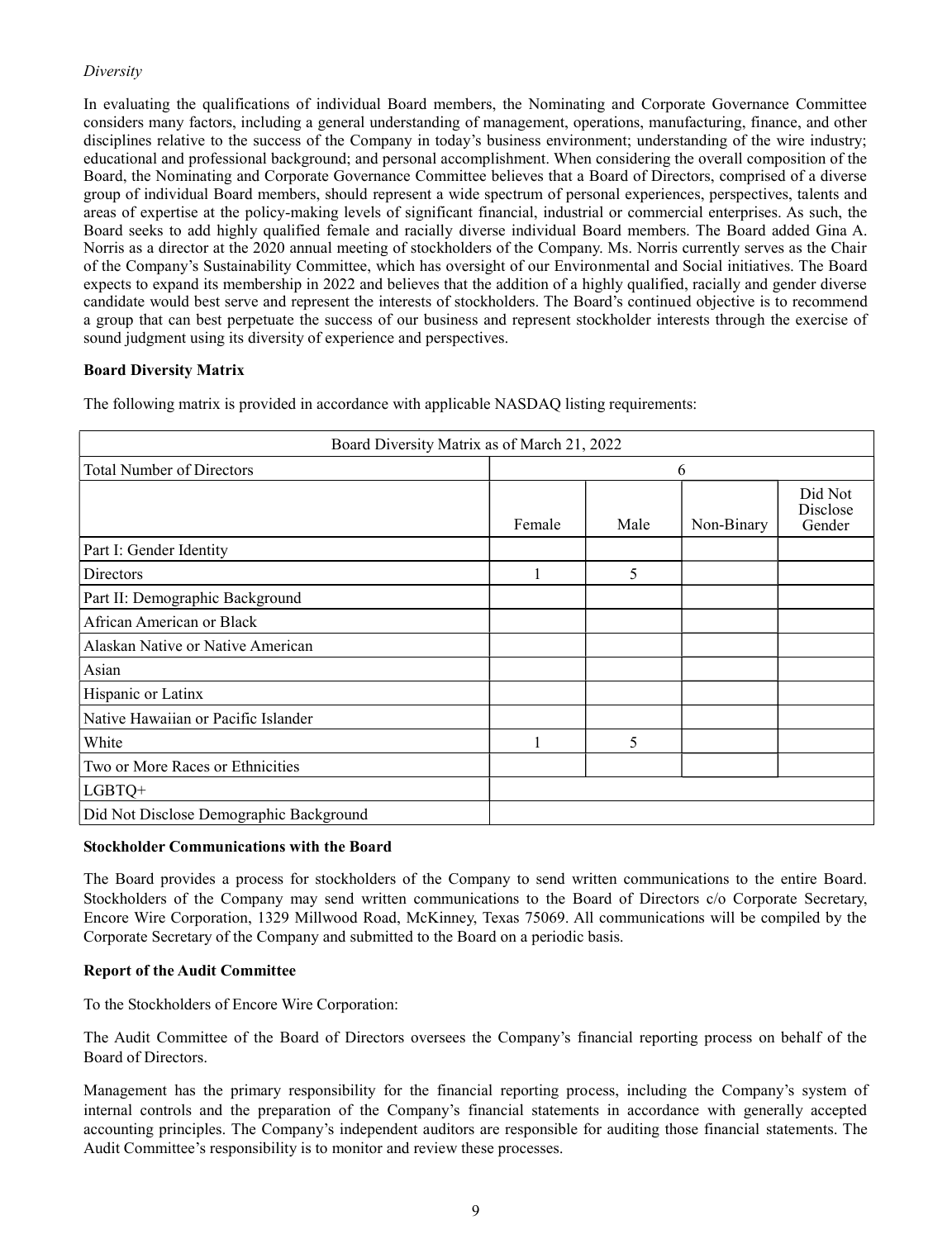*Diversity*

In evaluating the qualifications of individual Board members, the Nominating and Corporate Governance Committee considers many factors, including a general understanding of management, operations, manufacturing, finance, and other disciplines relative to the success of the Company in today's business environment; understanding of the wire industry; educational and professional background; and personal accomplishment. When considering the overall composition of the Board, the Nominating and Corporate Governance Committee believes that a Board of Directors, comprised of a diverse group of individual Board members, should represent a wide spectrum of personal experiences, perspectives, talents and areas of expertise at the policy-making levels of significant financial, industrial or commercial enterprises. As such, the Board seeks to add highly qualified female and racially diverse individual Board members. The Board added Gina A. Norris as a director at the 2020 annual meeting of stockholders of the Company. Ms. Norris currently serves as the Chair of the Company's Sustainability Committee, which has oversight of our Environmental and Social initiatives. The Board expects to expand its membership in 2022 and believes that the addition of a highly qualified, racially and gender diverse candidate would best serve and represent the interests of stockholders. The Board's continued objective is to recommend a group that can best perpetuate the success of our business and represent stockholder interests through the exercise of sound judgment using its diversity of experience and perspectives.

**Board Diversity Matrix**

The following matrix is provided in accordance with applicable NASDAQ listing requirements:

| Board Diversity Matrix as of March 21, 2022 | | | | |
|---|---|---|---|---|
| Total Number of Directors | 6 | | | |
| | Female | Male | Non-Binary | Did Not Disclose Gender |
| Part I: Gender Identity | | | | |
| Directors | 1 | 5 | | |
| Part II: Demographic Background | | | | |
| African American or Black | | | | |
| Alaskan Native or Native American | | | | |
| Asian | | | | |
| Hispanic or Latinx | | | | |
| Native Hawaiian or Pacific Islander | | | | |
| White | 1 | 5 | | |
| Two or More Races or Ethnicities | | | | |
| LGBTQ+ | | | | |
| Did Not Disclose Demographic Background | | | | |

**Stockholder Communications with the Board**

The Board provides a process for stockholders of the Company to send written communications to the entire Board. Stockholders of the Company may send written communications to the Board of Directors c/o Corporate Secretary, Encore Wire Corporation, 1329 Millwood Road, McKinney, Texas 75069. All communications will be compiled by the Corporate Secretary of the Company and submitted to the Board on a periodic basis.

**Report of the Audit Committee**

To the Stockholders of Encore Wire Corporation:

The Audit Committee of the Board of Directors oversees the Company's financial reporting process on behalf of the Board of Directors.

Management has the primary responsibility for the financial reporting process, including the Company's system of internal controls and the preparation of the Company's financial statements in accordance with generally accepted accounting principles. The Company's independent auditors are responsible for auditing those financial statements. The Audit Committee's responsibility is to monitor and review these processes.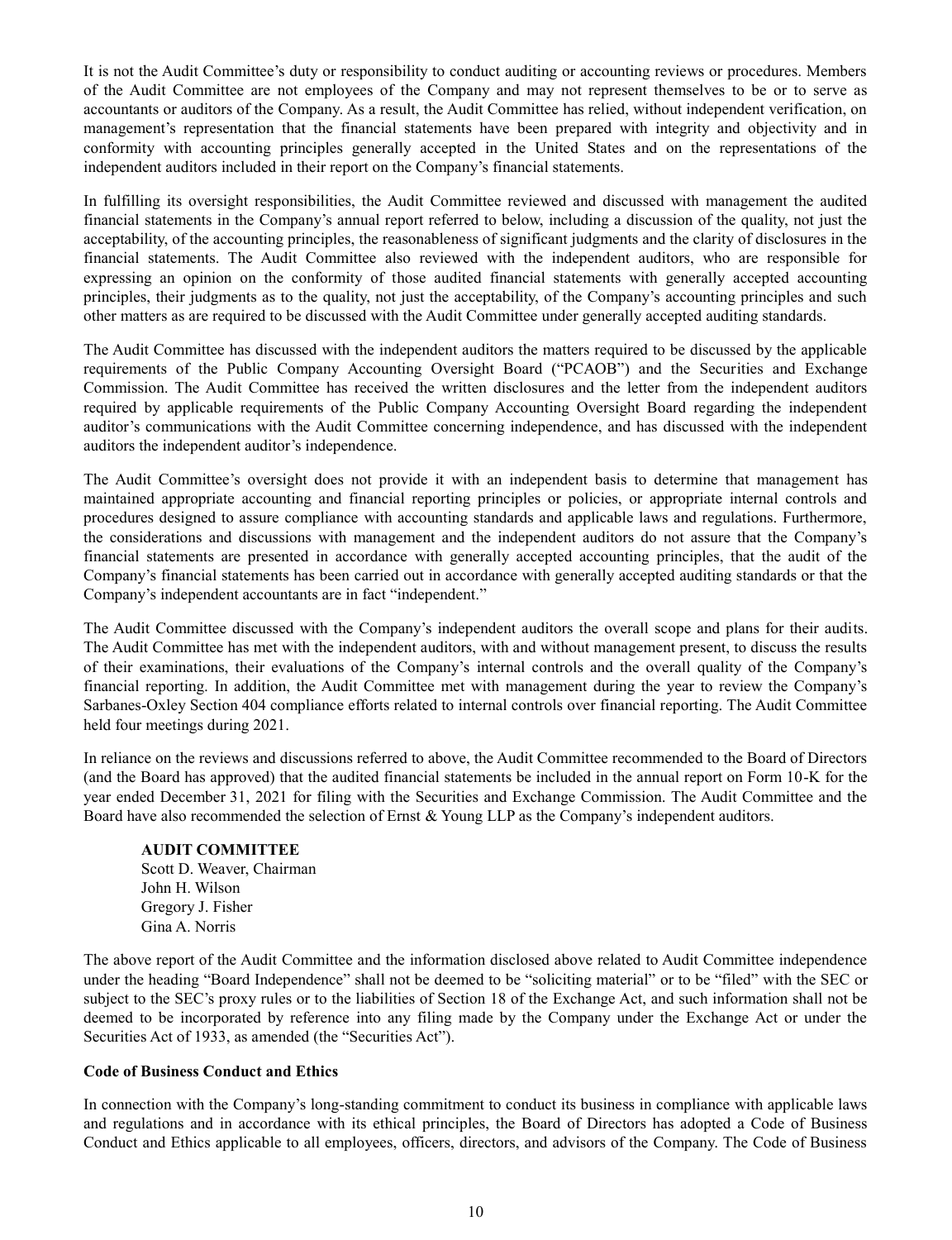It is not the Audit Committee's duty or responsibility to conduct auditing or accounting reviews or procedures. Members of the Audit Committee are not employees of the Company and may not represent themselves to be or to serve as accountants or auditors of the Company. As a result, the Audit Committee has relied, without independent verification, on management's representation that the financial statements have been prepared with integrity and objectivity and in conformity with accounting principles generally accepted in the United States and on the representations of the independent auditors included in their report on the Company's financial statements.

In fulfilling its oversight responsibilities, the Audit Committee reviewed and discussed with management the audited financial statements in the Company's annual report referred to below, including a discussion of the quality, not just the acceptability, of the accounting principles, the reasonableness of significant judgments and the clarity of disclosures in the financial statements. The Audit Committee also reviewed with the independent auditors, who are responsible for expressing an opinion on the conformity of those audited financial statements with generally accepted accounting principles, their judgments as to the quality, not just the acceptability, of the Company's accounting principles and such other matters as are required to be discussed with the Audit Committee under generally accepted auditing standards.

The Audit Committee has discussed with the independent auditors the matters required to be discussed by the applicable requirements of the Public Company Accounting Oversight Board ("PCAOB") and the Securities and Exchange Commission. The Audit Committee has received the written disclosures and the letter from the independent auditors required by applicable requirements of the Public Company Accounting Oversight Board regarding the independent auditor's communications with the Audit Committee concerning independence, and has discussed with the independent auditors the independent auditor's independence.

The Audit Committee's oversight does not provide it with an independent basis to determine that management has maintained appropriate accounting and financial reporting principles or policies, or appropriate internal controls and procedures designed to assure compliance with accounting standards and applicable laws and regulations. Furthermore, the considerations and discussions with management and the independent auditors do not assure that the Company's financial statements are presented in accordance with generally accepted accounting principles, that the audit of the Company's financial statements has been carried out in accordance with generally accepted auditing standards or that the Company's independent accountants are in fact "independent."

The Audit Committee discussed with the Company's independent auditors the overall scope and plans for their audits. The Audit Committee has met with the independent auditors, with and without management present, to discuss the results of their examinations, their evaluations of the Company's internal controls and the overall quality of the Company's financial reporting. In addition, the Audit Committee met with management during the year to review the Company's Sarbanes-Oxley Section 404 compliance efforts related to internal controls over financial reporting. The Audit Committee held four meetings during 2021.

In reliance on the reviews and discussions referred to above, the Audit Committee recommended to the Board of Directors (and the Board has approved) that the audited financial statements be included in the annual report on Form 10-K for the year ended December 31, 2021 for filing with the Securities and Exchange Commission. The Audit Committee and the Board have also recommended the selection of Ernst & Young LLP as the Company's independent auditors.

**AUDIT COMMITTEE**
Scott D. Weaver, Chairman
John H. Wilson
Gregory J. Fisher
Gina A. Norris

The above report of the Audit Committee and the information disclosed above related to Audit Committee independence under the heading "Board Independence" shall not be deemed to be "soliciting material" or to be "filed" with the SEC or subject to the SEC's proxy rules or to the liabilities of Section 18 of the Exchange Act, and such information shall not be deemed to be incorporated by reference into any filing made by the Company under the Exchange Act or under the Securities Act of 1933, as amended (the "Securities Act").

**Code of Business Conduct and Ethics**

In connection with the Company's long-standing commitment to conduct its business in compliance with applicable laws and regulations and in accordance with its ethical principles, the Board of Directors has adopted a Code of Business Conduct and Ethics applicable to all employees, officers, directors, and advisors of the Company. The Code of Business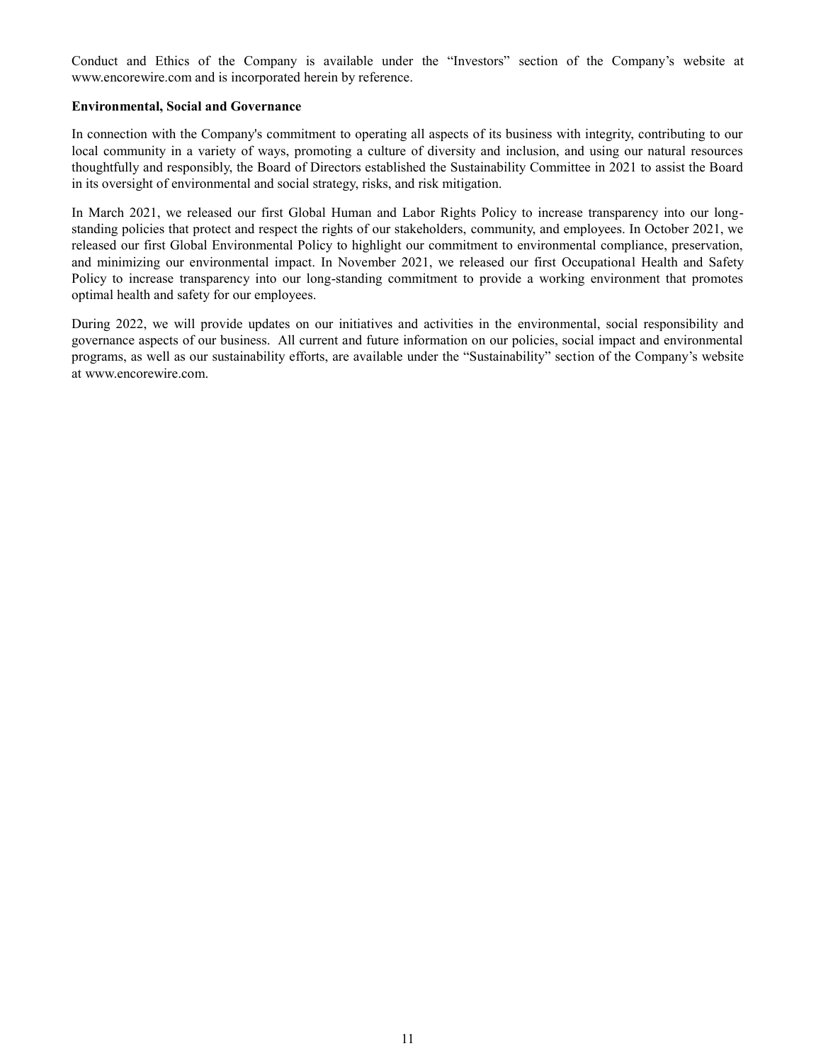Conduct and Ethics of the Company is available under the "Investors" section of the Company's website at www.encorewire.com and is incorporated herein by reference.

**Environmental, Social and Governance**

In connection with the Company's commitment to operating all aspects of its business with integrity, contributing to our local community in a variety of ways, promoting a culture of diversity and inclusion, and using our natural resources thoughtfully and responsibly, the Board of Directors established the Sustainability Committee in 2021 to assist the Board in its oversight of environmental and social strategy, risks, and risk mitigation.

In March 2021, we released our first Global Human and Labor Rights Policy to increase transparency into our long-standing policies that protect and respect the rights of our stakeholders, community, and employees. In October 2021, we released our first Global Environmental Policy to highlight our commitment to environmental compliance, preservation, and minimizing our environmental impact. In November 2021, we released our first Occupational Health and Safety Policy to increase transparency into our long-standing commitment to provide a working environment that promotes optimal health and safety for our employees.

During 2022, we will provide updates on our initiatives and activities in the environmental, social responsibility and governance aspects of our business. All current and future information on our policies, social impact and environmental programs, as well as our sustainability efforts, are available under the "Sustainability" section of the Company's website at www.encorewire.com.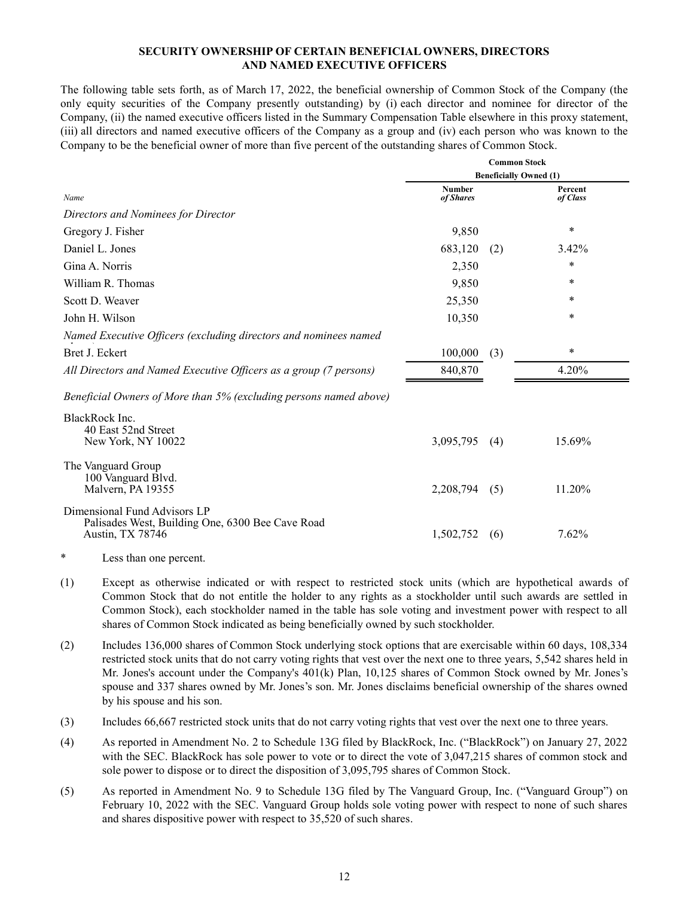## SECURITY OWNERSHIP OF CERTAIN BENEFICIAL OWNERS, DIRECTORS AND NAMED EXECUTIVE OFFICERS

The following table sets forth, as of March 17, 2022, the beneficial ownership of Common Stock of the Company (the only equity securities of the Company presently outstanding) by (i) each director and nominee for director of the Company, (ii) the named executive officers listed in the Summary Compensation Table elsewhere in this proxy statement, (iii) all directors and named executive officers of the Company as a group and (iv) each person who was known to the Company to be the beneficial owner of more than five percent of the outstanding shares of Common Stock.

| | Common Stock Beneficially Owned (1) | | |
|---|---|---|---|
| *Name* | ***Number of Shares*** | | ***Percent of Class*** |
| *Directors and Nominees for Director* | | | |
| Gregory J. Fisher | 9,850 | | * |
| Daniel L. Jones | 683,120 | (2) | 3.42% |
| Gina A. Norris | 2,350 | | * |
| William R. Thomas | 9,850 | | * |
| Scott D. Weaver | 25,350 | | * |
| John H. Wilson | 10,350 | | * |
| *Named Executive Officers (excluding directors and nominees named* | | | |
| Bret J. Eckert | 100,000 | (3) | * |
| *All Directors and Named Executive Officers as a group (7 persons)* | 840,870 | | 4.20% |
| *Beneficial Owners of More than 5% (excluding persons named above)* | | | |
| BlackRock Inc.<br>40 East 52nd Street<br>New York, NY 10022 | 3,095,795 | (4) | 15.69% |
| The Vanguard Group<br>100 Vanguard Blvd.<br>Malvern, PA 19355 | 2,208,794 | (5) | 11.20% |
| Dimensional Fund Advisors LP<br>Palisades West, Building One, 6300 Bee Cave Road<br>Austin, TX 78746 | 1,502,752 | (6) | 7.62% |

\* Less than one percent.

(1) Except as otherwise indicated or with respect to restricted stock units (which are hypothetical awards of Common Stock that do not entitle the holder to any rights as a stockholder until such awards are settled in Common Stock), each stockholder named in the table has sole voting and investment power with respect to all shares of Common Stock indicated as being beneficially owned by such stockholder.

(2) Includes 136,000 shares of Common Stock underlying stock options that are exercisable within 60 days, 108,334 restricted stock units that do not carry voting rights that vest over the next one to three years, 5,542 shares held in Mr. Jones's account under the Company's 401(k) Plan, 10,125 shares of Common Stock owned by Mr. Jones's spouse and 337 shares owned by Mr. Jones's son. Mr. Jones disclaims beneficial ownership of the shares owned by his spouse and his son.

(3) Includes 66,667 restricted stock units that do not carry voting rights that vest over the next one to three years.

(4) As reported in Amendment No. 2 to Schedule 13G filed by BlackRock, Inc. ("BlackRock") on January 27, 2022 with the SEC. BlackRock has sole power to vote or to direct the vote of 3,047,215 shares of common stock and sole power to dispose or to direct the disposition of 3,095,795 shares of Common Stock.

(5) As reported in Amendment No. 9 to Schedule 13G filed by The Vanguard Group, Inc. ("Vanguard Group") on February 10, 2022 with the SEC. Vanguard Group holds sole voting power with respect to none of such shares and shares dispositive power with respect to 35,520 of such shares.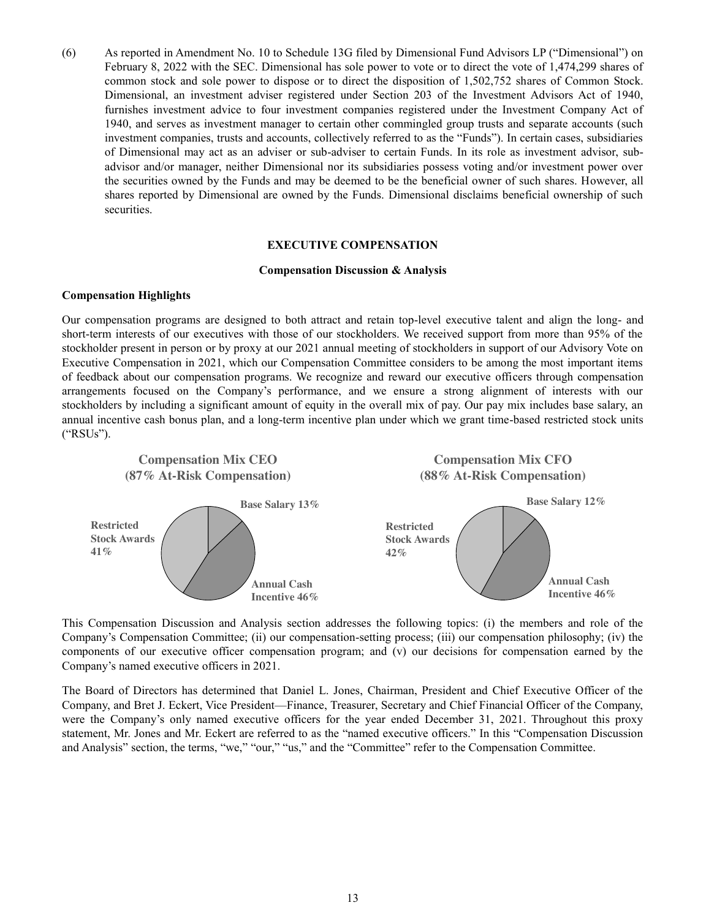(6) As reported in Amendment No. 10 to Schedule 13G filed by Dimensional Fund Advisors LP ("Dimensional") on February 8, 2022 with the SEC. Dimensional has sole power to vote or to direct the vote of 1,474,299 shares of common stock and sole power to dispose or to direct the disposition of 1,502,752 shares of Common Stock. Dimensional, an investment adviser registered under Section 203 of the Investment Advisors Act of 1940, furnishes investment advice to four investment companies registered under the Investment Company Act of 1940, and serves as investment manager to certain other commingled group trusts and separate accounts (such investment companies, trusts and accounts, collectively referred to as the "Funds"). In certain cases, subsidiaries of Dimensional may act as an adviser or sub-adviser to certain Funds. In its role as investment advisor, sub-advisor and/or manager, neither Dimensional nor its subsidiaries possess voting and/or investment power over the securities owned by the Funds and may be deemed to be the beneficial owner of such shares. However, all shares reported by Dimensional are owned by the Funds. Dimensional disclaims beneficial ownership of such securities.

# EXECUTIVE COMPENSATION

## Compensation Discussion & Analysis

### Compensation Highlights

Our compensation programs are designed to both attract and retain top-level executive talent and align the long- and short-term interests of our executives with those of our stockholders. We received support from more than 95% of the stockholder present in person or by proxy at our 2021 annual meeting of stockholders in support of our Advisory Vote on Executive Compensation in 2021, which our Compensation Committee considers to be among the most important items of feedback about our compensation programs. We recognize and reward our executive officers through compensation arrangements focused on the Company's performance, and we ensure a strong alignment of interests with our stockholders by including a significant amount of equity in the overall mix of pay. Our pay mix includes base salary, an annual incentive cash bonus plan, and a long-term incentive plan under which we grant time-based restricted stock units ("RSUs").

**Compensation Mix CEO (87% At-Risk Compensation)**

- Base Salary 13%
- Annual Cash Incentive 46%
- Restricted Stock Awards 41%

**Compensation Mix CFO (88% At-Risk Compensation)**

- Base Salary 12%
- Annual Cash Incentive 46%
- Restricted Stock Awards 42%

This Compensation Discussion and Analysis section addresses the following topics: (i) the members and role of the Company's Compensation Committee; (ii) our compensation-setting process; (iii) our compensation philosophy; (iv) the components of our executive officer compensation program; and (v) our decisions for compensation earned by the Company's named executive officers in 2021.

The Board of Directors has determined that Daniel L. Jones, Chairman, President and Chief Executive Officer of the Company, and Bret J. Eckert, Vice President—Finance, Treasurer, Secretary and Chief Financial Officer of the Company, were the Company's only named executive officers for the year ended December 31, 2021. Throughout this proxy statement, Mr. Jones and Mr. Eckert are referred to as the "named executive officers." In this "Compensation Discussion and Analysis" section, the terms, "we," "our," "us," and the "Committee" refer to the Compensation Committee.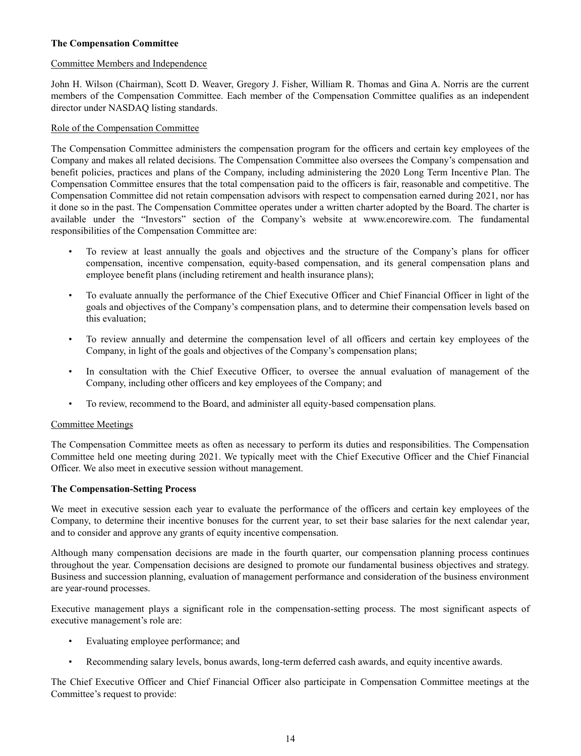**The Compensation Committee**

Committee Members and Independence

John H. Wilson (Chairman), Scott D. Weaver, Gregory J. Fisher, William R. Thomas and Gina A. Norris are the current members of the Compensation Committee. Each member of the Compensation Committee qualifies as an independent director under NASDAQ listing standards.

Role of the Compensation Committee

The Compensation Committee administers the compensation program for the officers and certain key employees of the Company and makes all related decisions. The Compensation Committee also oversees the Company's compensation and benefit policies, practices and plans of the Company, including administering the 2020 Long Term Incentive Plan. The Compensation Committee ensures that the total compensation paid to the officers is fair, reasonable and competitive. The Compensation Committee did not retain compensation advisors with respect to compensation earned during 2021, nor has it done so in the past. The Compensation Committee operates under a written charter adopted by the Board. The charter is available under the "Investors" section of the Company's website at www.encorewire.com. The fundamental responsibilities of the Compensation Committee are:

- To review at least annually the goals and objectives and the structure of the Company's plans for officer compensation, incentive compensation, equity-based compensation, and its general compensation plans and employee benefit plans (including retirement and health insurance plans);
- To evaluate annually the performance of the Chief Executive Officer and Chief Financial Officer in light of the goals and objectives of the Company's compensation plans, and to determine their compensation levels based on this evaluation;
- To review annually and determine the compensation level of all officers and certain key employees of the Company, in light of the goals and objectives of the Company's compensation plans;
- In consultation with the Chief Executive Officer, to oversee the annual evaluation of management of the Company, including other officers and key employees of the Company; and
- To review, recommend to the Board, and administer all equity-based compensation plans.

Committee Meetings

The Compensation Committee meets as often as necessary to perform its duties and responsibilities. The Compensation Committee held one meeting during 2021. We typically meet with the Chief Executive Officer and the Chief Financial Officer. We also meet in executive session without management.

**The Compensation-Setting Process**

We meet in executive session each year to evaluate the performance of the officers and certain key employees of the Company, to determine their incentive bonuses for the current year, to set their base salaries for the next calendar year, and to consider and approve any grants of equity incentive compensation.

Although many compensation decisions are made in the fourth quarter, our compensation planning process continues throughout the year. Compensation decisions are designed to promote our fundamental business objectives and strategy. Business and succession planning, evaluation of management performance and consideration of the business environment are year-round processes.

Executive management plays a significant role in the compensation-setting process. The most significant aspects of executive management's role are:

- Evaluating employee performance; and
- Recommending salary levels, bonus awards, long-term deferred cash awards, and equity incentive awards.

The Chief Executive Officer and Chief Financial Officer also participate in Compensation Committee meetings at the Committee's request to provide: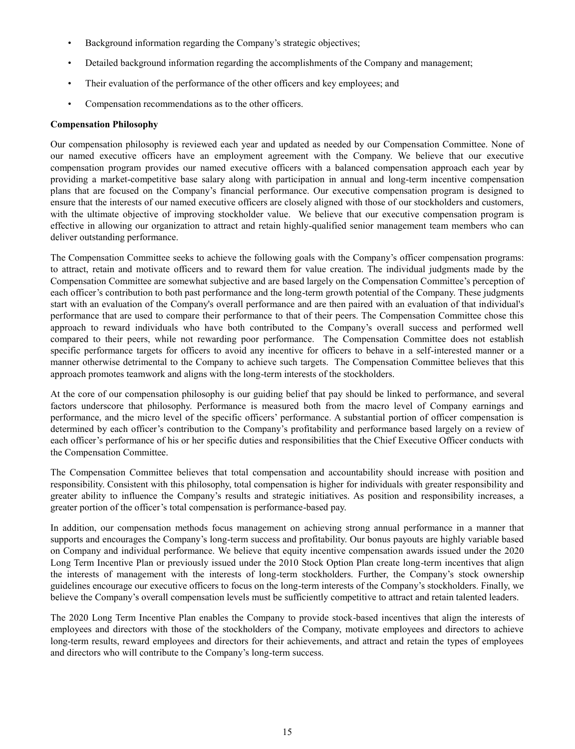- Background information regarding the Company's strategic objectives;
- Detailed background information regarding the accomplishments of the Company and management;
- Their evaluation of the performance of the other officers and key employees; and
- Compensation recommendations as to the other officers.

**Compensation Philosophy**

Our compensation philosophy is reviewed each year and updated as needed by our Compensation Committee. None of our named executive officers have an employment agreement with the Company. We believe that our executive compensation program provides our named executive officers with a balanced compensation approach each year by providing a market-competitive base salary along with participation in annual and long-term incentive compensation plans that are focused on the Company's financial performance. Our executive compensation program is designed to ensure that the interests of our named executive officers are closely aligned with those of our stockholders and customers, with the ultimate objective of improving stockholder value. We believe that our executive compensation program is effective in allowing our organization to attract and retain highly-qualified senior management team members who can deliver outstanding performance.

The Compensation Committee seeks to achieve the following goals with the Company's officer compensation programs: to attract, retain and motivate officers and to reward them for value creation. The individual judgments made by the Compensation Committee are somewhat subjective and are based largely on the Compensation Committee's perception of each officer's contribution to both past performance and the long-term growth potential of the Company. These judgments start with an evaluation of the Company's overall performance and are then paired with an evaluation of that individual's performance that are used to compare their performance to that of their peers. The Compensation Committee chose this approach to reward individuals who have both contributed to the Company's overall success and performed well compared to their peers, while not rewarding poor performance. The Compensation Committee does not establish specific performance targets for officers to avoid any incentive for officers to behave in a self-interested manner or a manner otherwise detrimental to the Company to achieve such targets. The Compensation Committee believes that this approach promotes teamwork and aligns with the long-term interests of the stockholders.

At the core of our compensation philosophy is our guiding belief that pay should be linked to performance, and several factors underscore that philosophy. Performance is measured both from the macro level of Company earnings and performance, and the micro level of the specific officers' performance. A substantial portion of officer compensation is determined by each officer's contribution to the Company's profitability and performance based largely on a review of each officer's performance of his or her specific duties and responsibilities that the Chief Executive Officer conducts with the Compensation Committee.

The Compensation Committee believes that total compensation and accountability should increase with position and responsibility. Consistent with this philosophy, total compensation is higher for individuals with greater responsibility and greater ability to influence the Company's results and strategic initiatives. As position and responsibility increases, a greater portion of the officer's total compensation is performance-based pay.

In addition, our compensation methods focus management on achieving strong annual performance in a manner that supports and encourages the Company's long-term success and profitability. Our bonus payouts are highly variable based on Company and individual performance. We believe that equity incentive compensation awards issued under the 2020 Long Term Incentive Plan or previously issued under the 2010 Stock Option Plan create long-term incentives that align the interests of management with the interests of long-term stockholders. Further, the Company's stock ownership guidelines encourage our executive officers to focus on the long-term interests of the Company's stockholders. Finally, we believe the Company's overall compensation levels must be sufficiently competitive to attract and retain talented leaders.

The 2020 Long Term Incentive Plan enables the Company to provide stock-based incentives that align the interests of employees and directors with those of the stockholders of the Company, motivate employees and directors to achieve long-term results, reward employees and directors for their achievements, and attract and retain the types of employees and directors who will contribute to the Company's long-term success.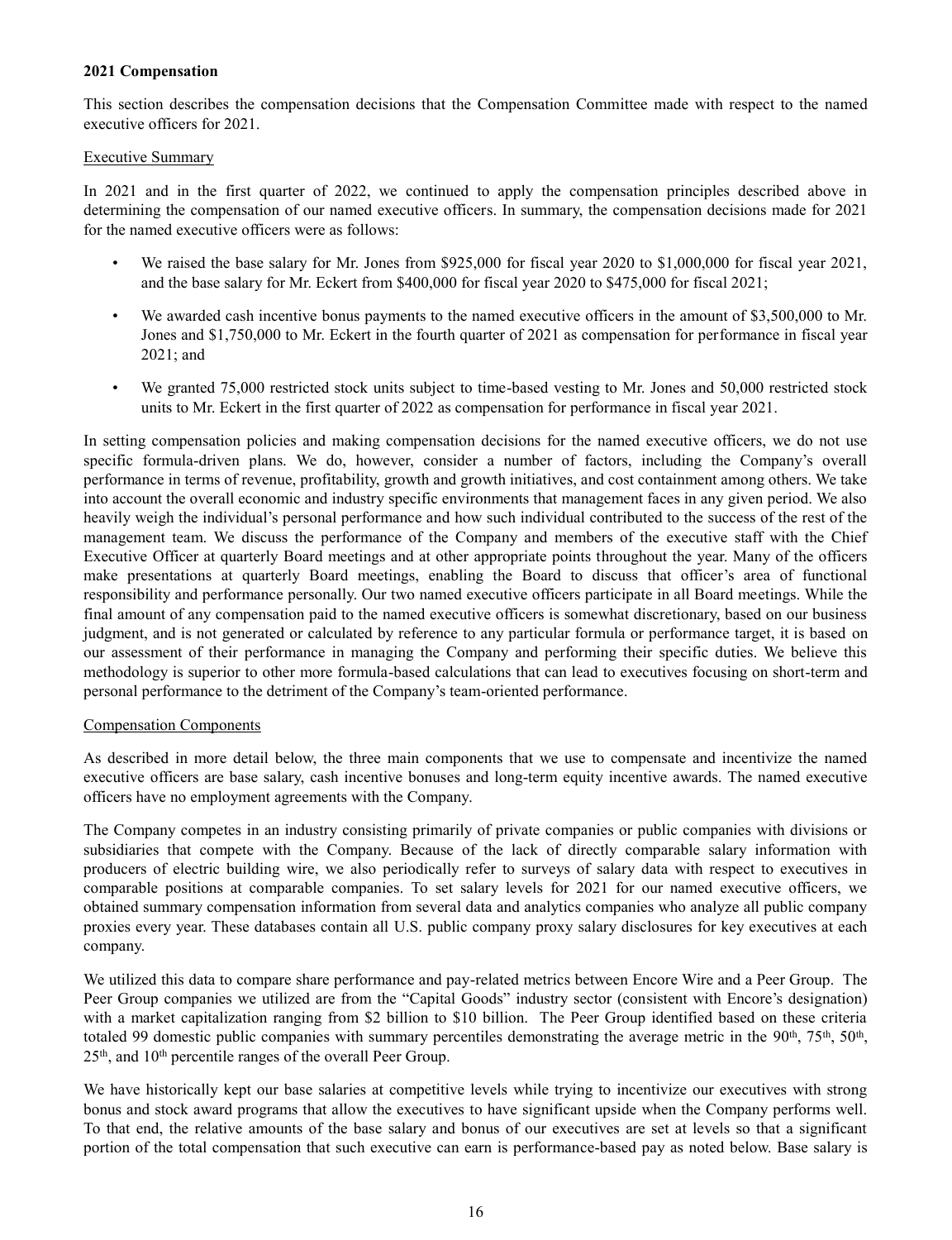**2021 Compensation**

This section describes the compensation decisions that the Compensation Committee made with respect to the named executive officers for 2021.

Executive Summary

In 2021 and in the first quarter of 2022, we continued to apply the compensation principles described above in determining the compensation of our named executive officers. In summary, the compensation decisions made for 2021 for the named executive officers were as follows:

- We raised the base salary for Mr. Jones from $925,000 for fiscal year 2020 to $1,000,000 for fiscal year 2021, and the base salary for Mr. Eckert from $400,000 for fiscal year 2020 to $475,000 for fiscal 2021;
- We awarded cash incentive bonus payments to the named executive officers in the amount of $3,500,000 to Mr. Jones and $1,750,000 to Mr. Eckert in the fourth quarter of 2021 as compensation for performance in fiscal year 2021; and
- We granted 75,000 restricted stock units subject to time-based vesting to Mr. Jones and 50,000 restricted stock units to Mr. Eckert in the first quarter of 2022 as compensation for performance in fiscal year 2021.

In setting compensation policies and making compensation decisions for the named executive officers, we do not use specific formula-driven plans. We do, however, consider a number of factors, including the Company's overall performance in terms of revenue, profitability, growth and growth initiatives, and cost containment among others. We take into account the overall economic and industry specific environments that management faces in any given period. We also heavily weigh the individual's personal performance and how such individual contributed to the success of the rest of the management team. We discuss the performance of the Company and members of the executive staff with the Chief Executive Officer at quarterly Board meetings and at other appropriate points throughout the year. Many of the officers make presentations at quarterly Board meetings, enabling the Board to discuss that officer's area of functional responsibility and performance personally. Our two named executive officers participate in all Board meetings. While the final amount of any compensation paid to the named executive officers is somewhat discretionary, based on our business judgment, and is not generated or calculated by reference to any particular formula or performance target, it is based on our assessment of their performance in managing the Company and performing their specific duties. We believe this methodology is superior to other more formula-based calculations that can lead to executives focusing on short-term and personal performance to the detriment of the Company's team-oriented performance.

Compensation Components

As described in more detail below, the three main components that we use to compensate and incentivize the named executive officers are base salary, cash incentive bonuses and long-term equity incentive awards. The named executive officers have no employment agreements with the Company.

The Company competes in an industry consisting primarily of private companies or public companies with divisions or subsidiaries that compete with the Company. Because of the lack of directly comparable salary information with producers of electric building wire, we also periodically refer to surveys of salary data with respect to executives in comparable positions at comparable companies. To set salary levels for 2021 for our named executive officers, we obtained summary compensation information from several data and analytics companies who analyze all public company proxies every year. These databases contain all U.S. public company proxy salary disclosures for key executives at each company.

We utilized this data to compare share performance and pay-related metrics between Encore Wire and a Peer Group. The Peer Group companies we utilized are from the "Capital Goods" industry sector (consistent with Encore's designation) with a market capitalization ranging from $2 billion to $10 billion. The Peer Group identified based on these criteria totaled 99 domestic public companies with summary percentiles demonstrating the average metric in the 90th, 75th, 50th, 25th, and 10th percentile ranges of the overall Peer Group.

We have historically kept our base salaries at competitive levels while trying to incentivize our executives with strong bonus and stock award programs that allow the executives to have significant upside when the Company performs well. To that end, the relative amounts of the base salary and bonus of our executives are set at levels so that a significant portion of the total compensation that such executive can earn is performance-based pay as noted below. Base salary is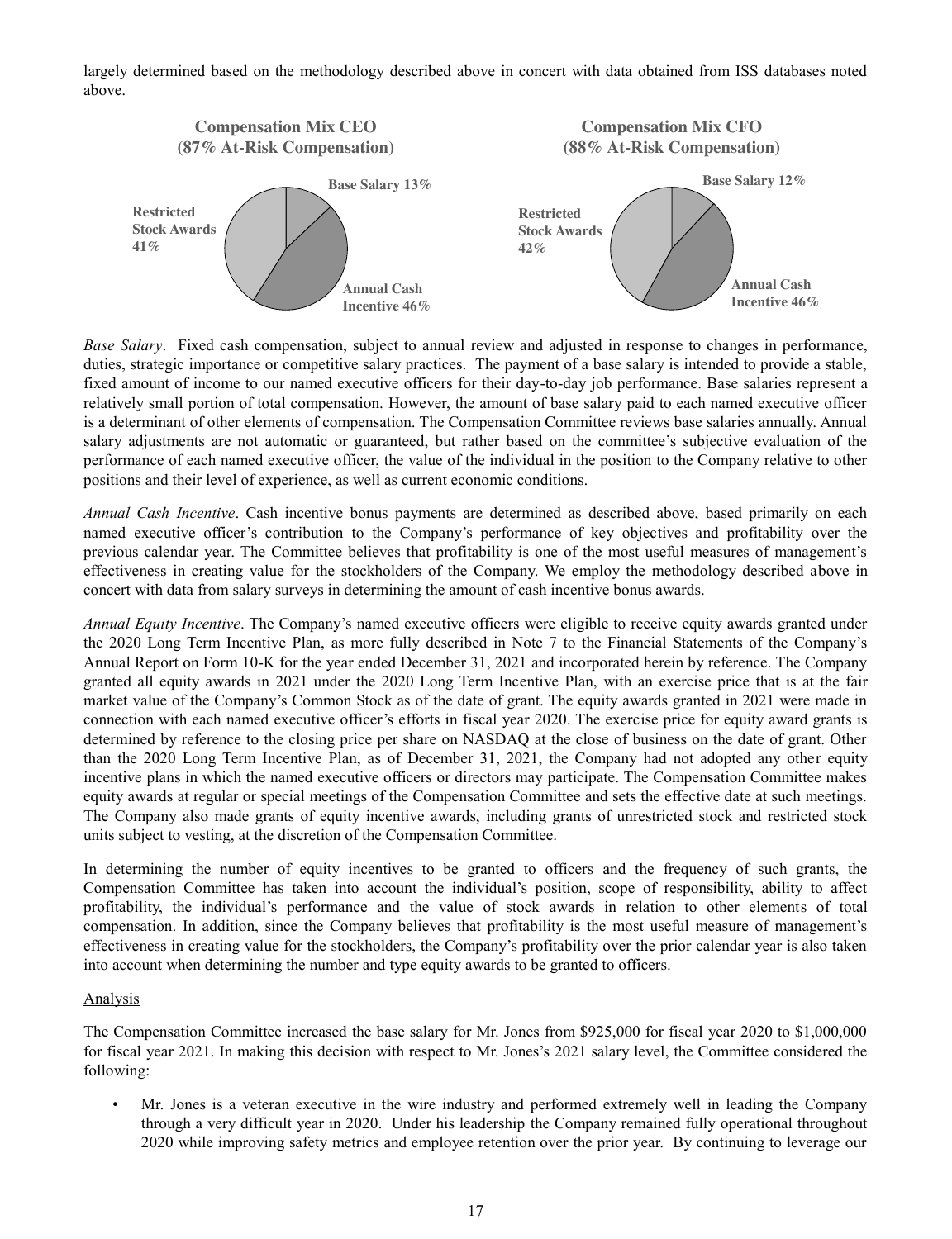largely determined based on the methodology described above in concert with data obtained from ISS databases noted above.

**Compensation Mix CEO (87% At-Risk Compensation)**

Base Salary 13%
Annual Cash Incentive 46%
Restricted Stock Awards 41%

**Compensation Mix CFO (88% At-Risk Compensation)**

Base Salary 12%
Annual Cash Incentive 46%
Restricted Stock Awards 42%

*Base Salary*. Fixed cash compensation, subject to annual review and adjusted in response to changes in performance, duties, strategic importance or competitive salary practices. The payment of a base salary is intended to provide a stable, fixed amount of income to our named executive officers for their day-to-day job performance. Base salaries represent a relatively small portion of total compensation. However, the amount of base salary paid to each named executive officer is a determinant of other elements of compensation. The Compensation Committee reviews base salaries annually. Annual salary adjustments are not automatic or guaranteed, but rather based on the committee's subjective evaluation of the performance of each named executive officer, the value of the individual in the position to the Company relative to other positions and their level of experience, as well as current economic conditions.

*Annual Cash Incentive*. Cash incentive bonus payments are determined as described above, based primarily on each named executive officer's contribution to the Company's performance of key objectives and profitability over the previous calendar year. The Committee believes that profitability is one of the most useful measures of management's effectiveness in creating value for the stockholders of the Company. We employ the methodology described above in concert with data from salary surveys in determining the amount of cash incentive bonus awards.

*Annual Equity Incentive*. The Company's named executive officers were eligible to receive equity awards granted under the 2020 Long Term Incentive Plan, as more fully described in Note 7 to the Financial Statements of the Company's Annual Report on Form 10-K for the year ended December 31, 2021 and incorporated herein by reference. The Company granted all equity awards in 2021 under the 2020 Long Term Incentive Plan, with an exercise price that is at the fair market value of the Company's Common Stock as of the date of grant. The equity awards granted in 2021 were made in connection with each named executive officer's efforts in fiscal year 2020. The exercise price for equity award grants is determined by reference to the closing price per share on NASDAQ at the close of business on the date of grant. Other than the 2020 Long Term Incentive Plan, as of December 31, 2021, the Company had not adopted any other equity incentive plans in which the named executive officers or directors may participate. The Compensation Committee makes equity awards at regular or special meetings of the Compensation Committee and sets the effective date at such meetings. The Company also made grants of equity incentive awards, including grants of unrestricted stock and restricted stock units subject to vesting, at the discretion of the Compensation Committee.

In determining the number of equity incentives to be granted to officers and the frequency of such grants, the Compensation Committee has taken into account the individual's position, scope of responsibility, ability to affect profitability, the individual's performance and the value of stock awards in relation to other elements of total compensation. In addition, since the Company believes that profitability is the most useful measure of management's effectiveness in creating value for the stockholders, the Company's profitability over the prior calendar year is also taken into account when determining the number and type equity awards to be granted to officers.

<u>Analysis</u>

The Compensation Committee increased the base salary for Mr. Jones from $925,000 for fiscal year 2020 to $1,000,000 for fiscal year 2021. In making this decision with respect to Mr. Jones's 2021 salary level, the Committee considered the following:

- Mr. Jones is a veteran executive in the wire industry and performed extremely well in leading the Company through a very difficult year in 2020. Under his leadership the Company remained fully operational throughout 2020 while improving safety metrics and employee retention over the prior year. By continuing to leverage our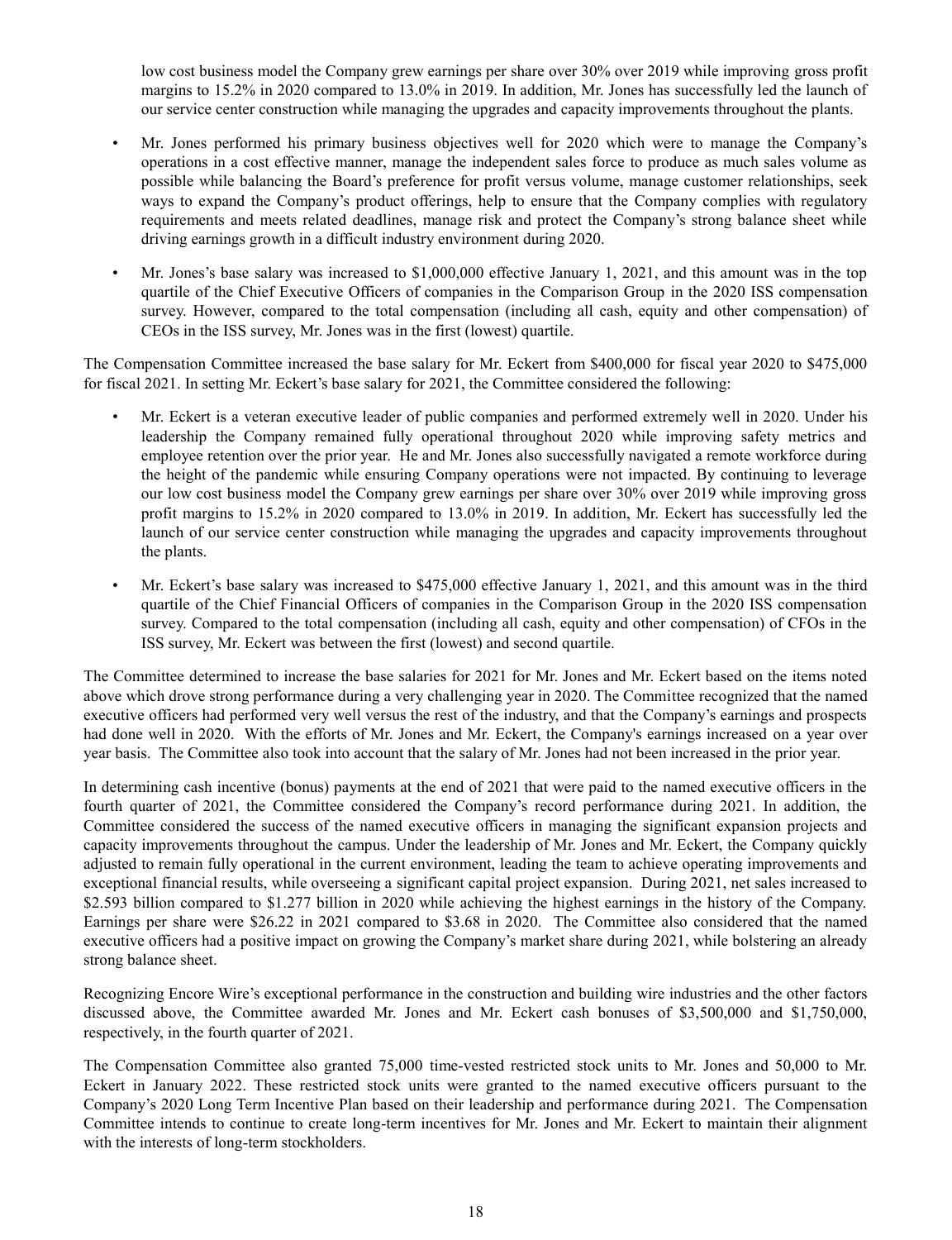low cost business model the Company grew earnings per share over 30% over 2019 while improving gross profit margins to 15.2% in 2020 compared to 13.0% in 2019. In addition, Mr. Jones has successfully led the launch of our service center construction while managing the upgrades and capacity improvements throughout the plants.

- Mr. Jones performed his primary business objectives well for 2020 which were to manage the Company's operations in a cost effective manner, manage the independent sales force to produce as much sales volume as possible while balancing the Board's preference for profit versus volume, manage customer relationships, seek ways to expand the Company's product offerings, help to ensure that the Company complies with regulatory requirements and meets related deadlines, manage risk and protect the Company's strong balance sheet while driving earnings growth in a difficult industry environment during 2020.
- Mr. Jones's base salary was increased to $1,000,000 effective January 1, 2021, and this amount was in the top quartile of the Chief Executive Officers of companies in the Comparison Group in the 2020 ISS compensation survey. However, compared to the total compensation (including all cash, equity and other compensation) of CEOs in the ISS survey, Mr. Jones was in the first (lowest) quartile.

The Compensation Committee increased the base salary for Mr. Eckert from $400,000 for fiscal year 2020 to $475,000 for fiscal 2021. In setting Mr. Eckert's base salary for 2021, the Committee considered the following:

- Mr. Eckert is a veteran executive leader of public companies and performed extremely well in 2020. Under his leadership the Company remained fully operational throughout 2020 while improving safety metrics and employee retention over the prior year. He and Mr. Jones also successfully navigated a remote workforce during the height of the pandemic while ensuring Company operations were not impacted. By continuing to leverage our low cost business model the Company grew earnings per share over 30% over 2019 while improving gross profit margins to 15.2% in 2020 compared to 13.0% in 2019. In addition, Mr. Eckert has successfully led the launch of our service center construction while managing the upgrades and capacity improvements throughout the plants.
- Mr. Eckert's base salary was increased to $475,000 effective January 1, 2021, and this amount was in the third quartile of the Chief Financial Officers of companies in the Comparison Group in the 2020 ISS compensation survey. Compared to the total compensation (including all cash, equity and other compensation) of CFOs in the ISS survey, Mr. Eckert was between the first (lowest) and second quartile.

The Committee determined to increase the base salaries for 2021 for Mr. Jones and Mr. Eckert based on the items noted above which drove strong performance during a very challenging year in 2020. The Committee recognized that the named executive officers had performed very well versus the rest of the industry, and that the Company's earnings and prospects had done well in 2020. With the efforts of Mr. Jones and Mr. Eckert, the Company's earnings increased on a year over year basis. The Committee also took into account that the salary of Mr. Jones had not been increased in the prior year.

In determining cash incentive (bonus) payments at the end of 2021 that were paid to the named executive officers in the fourth quarter of 2021, the Committee considered the Company's record performance during 2021. In addition, the Committee considered the success of the named executive officers in managing the significant expansion projects and capacity improvements throughout the campus. Under the leadership of Mr. Jones and Mr. Eckert, the Company quickly adjusted to remain fully operational in the current environment, leading the team to achieve operating improvements and exceptional financial results, while overseeing a significant capital project expansion. During 2021, net sales increased to $2.593 billion compared to $1.277 billion in 2020 while achieving the highest earnings in the history of the Company. Earnings per share were $26.22 in 2021 compared to $3.68 in 2020. The Committee also considered that the named executive officers had a positive impact on growing the Company's market share during 2021, while bolstering an already strong balance sheet.

Recognizing Encore Wire's exceptional performance in the construction and building wire industries and the other factors discussed above, the Committee awarded Mr. Jones and Mr. Eckert cash bonuses of $3,500,000 and $1,750,000, respectively, in the fourth quarter of 2021.

The Compensation Committee also granted 75,000 time-vested restricted stock units to Mr. Jones and 50,000 to Mr. Eckert in January 2022. These restricted stock units were granted to the named executive officers pursuant to the Company's 2020 Long Term Incentive Plan based on their leadership and performance during 2021. The Compensation Committee intends to continue to create long-term incentives for Mr. Jones and Mr. Eckert to maintain their alignment with the interests of long-term stockholders.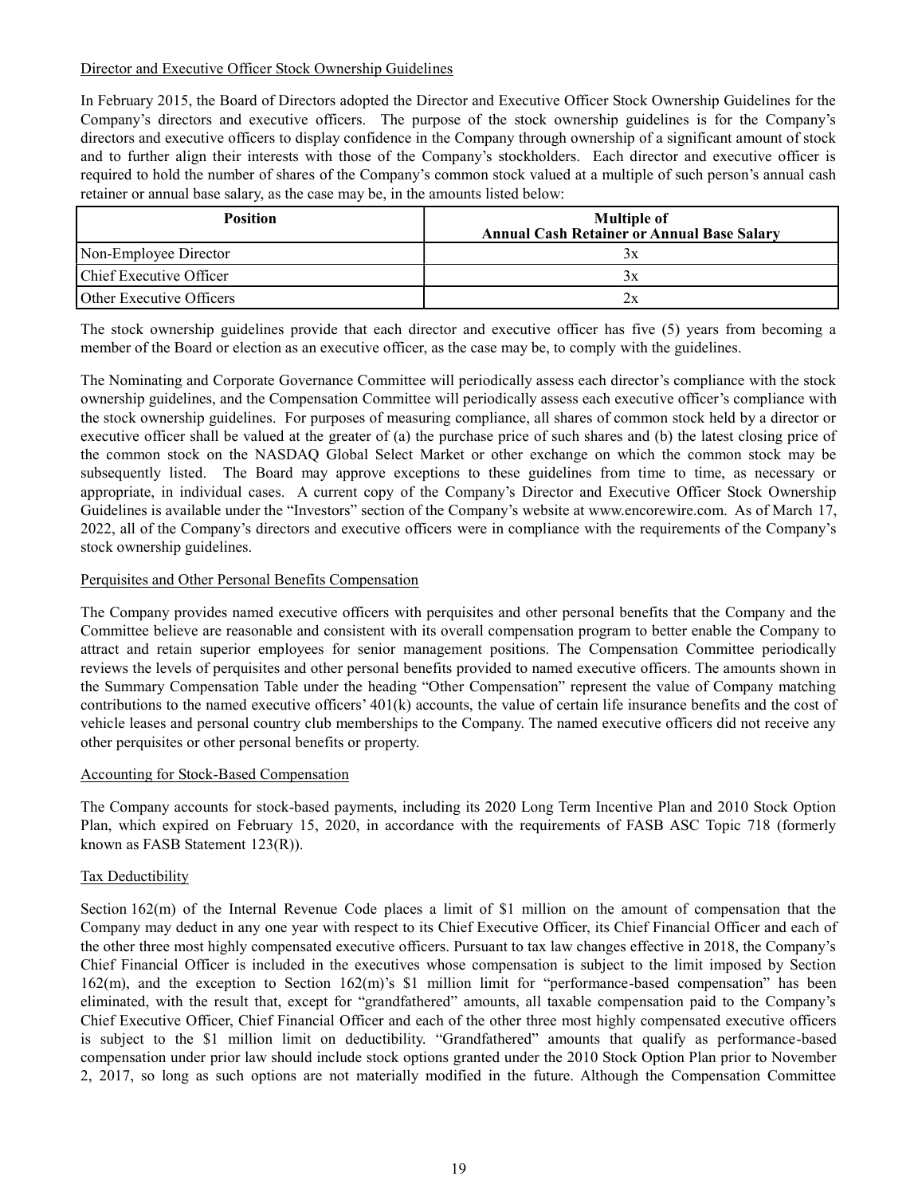Director and Executive Officer Stock Ownership Guidelines

In February 2015, the Board of Directors adopted the Director and Executive Officer Stock Ownership Guidelines for the Company's directors and executive officers. The purpose of the stock ownership guidelines is for the Company's directors and executive officers to display confidence in the Company through ownership of a significant amount of stock and to further align their interests with those of the Company's stockholders. Each director and executive officer is required to hold the number of shares of the Company's common stock valued at a multiple of such person's annual cash retainer or annual base salary, as the case may be, in the amounts listed below:

| Position | Multiple of Annual Cash Retainer or Annual Base Salary |
|---|---|
| Non-Employee Director | 3x |
| Chief Executive Officer | 3x |
| Other Executive Officers | 2x |

The stock ownership guidelines provide that each director and executive officer has five (5) years from becoming a member of the Board or election as an executive officer, as the case may be, to comply with the guidelines.

The Nominating and Corporate Governance Committee will periodically assess each director's compliance with the stock ownership guidelines, and the Compensation Committee will periodically assess each executive officer's compliance with the stock ownership guidelines. For purposes of measuring compliance, all shares of common stock held by a director or executive officer shall be valued at the greater of (a) the purchase price of such shares and (b) the latest closing price of the common stock on the NASDAQ Global Select Market or other exchange on which the common stock may be subsequently listed. The Board may approve exceptions to these guidelines from time to time, as necessary or appropriate, in individual cases. A current copy of the Company's Director and Executive Officer Stock Ownership Guidelines is available under the "Investors" section of the Company's website at www.encorewire.com. As of March 17, 2022, all of the Company's directors and executive officers were in compliance with the requirements of the Company's stock ownership guidelines.

Perquisites and Other Personal Benefits Compensation

The Company provides named executive officers with perquisites and other personal benefits that the Company and the Committee believe are reasonable and consistent with its overall compensation program to better enable the Company to attract and retain superior employees for senior management positions. The Compensation Committee periodically reviews the levels of perquisites and other personal benefits provided to named executive officers. The amounts shown in the Summary Compensation Table under the heading "Other Compensation" represent the value of Company matching contributions to the named executive officers' 401(k) accounts, the value of certain life insurance benefits and the cost of vehicle leases and personal country club memberships to the Company. The named executive officers did not receive any other perquisites or other personal benefits or property.

Accounting for Stock-Based Compensation

The Company accounts for stock-based payments, including its 2020 Long Term Incentive Plan and 2010 Stock Option Plan, which expired on February 15, 2020, in accordance with the requirements of FASB ASC Topic 718 (formerly known as FASB Statement 123(R)).

Tax Deductibility

Section 162(m) of the Internal Revenue Code places a limit of $1 million on the amount of compensation that the Company may deduct in any one year with respect to its Chief Executive Officer, its Chief Financial Officer and each of the other three most highly compensated executive officers. Pursuant to tax law changes effective in 2018, the Company's Chief Financial Officer is included in the executives whose compensation is subject to the limit imposed by Section 162(m), and the exception to Section 162(m)'s $1 million limit for "performance-based compensation" has been eliminated, with the result that, except for "grandfathered" amounts, all taxable compensation paid to the Company's Chief Executive Officer, Chief Financial Officer and each of the other three most highly compensated executive officers is subject to the $1 million limit on deductibility. "Grandfathered" amounts that qualify as performance-based compensation under prior law should include stock options granted under the 2010 Stock Option Plan prior to November 2, 2017, so long as such options are not materially modified in the future. Although the Compensation Committee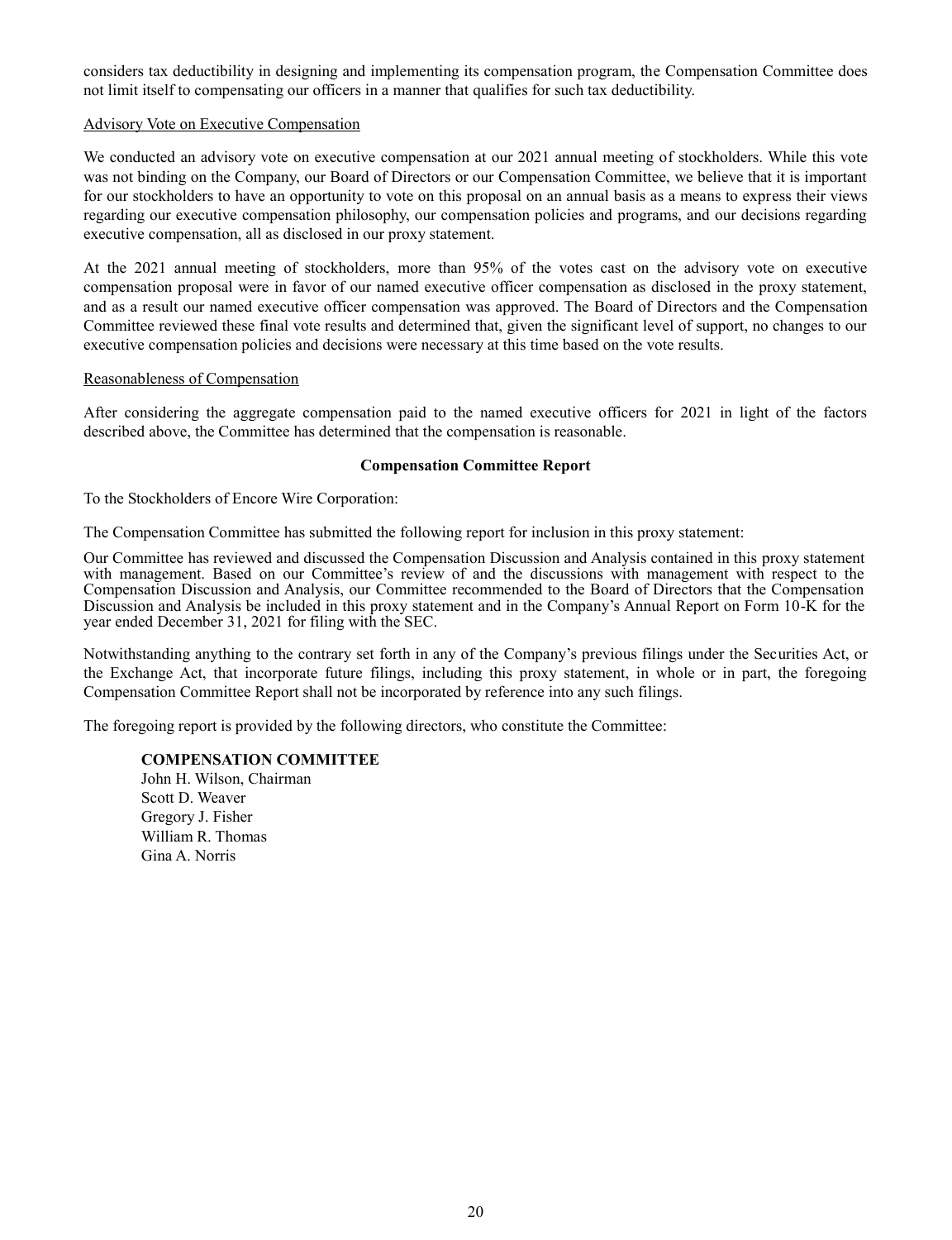considers tax deductibility in designing and implementing its compensation program, the Compensation Committee does not limit itself to compensating our officers in a manner that qualifies for such tax deductibility.

Advisory Vote on Executive Compensation

We conducted an advisory vote on executive compensation at our 2021 annual meeting of stockholders. While this vote was not binding on the Company, our Board of Directors or our Compensation Committee, we believe that it is important for our stockholders to have an opportunity to vote on this proposal on an annual basis as a means to express their views regarding our executive compensation philosophy, our compensation policies and programs, and our decisions regarding executive compensation, all as disclosed in our proxy statement.

At the 2021 annual meeting of stockholders, more than 95% of the votes cast on the advisory vote on executive compensation proposal were in favor of our named executive officer compensation as disclosed in the proxy statement, and as a result our named executive officer compensation was approved. The Board of Directors and the Compensation Committee reviewed these final vote results and determined that, given the significant level of support, no changes to our executive compensation policies and decisions were necessary at this time based on the vote results.

Reasonableness of Compensation

After considering the aggregate compensation paid to the named executive officers for 2021 in light of the factors described above, the Committee has determined that the compensation is reasonable.

## Compensation Committee Report

To the Stockholders of Encore Wire Corporation:

The Compensation Committee has submitted the following report for inclusion in this proxy statement:

Our Committee has reviewed and discussed the Compensation Discussion and Analysis contained in this proxy statement with management. Based on our Committee's review of and the discussions with management with respect to the Compensation Discussion and Analysis, our Committee recommended to the Board of Directors that the Compensation Discussion and Analysis be included in this proxy statement and in the Company's Annual Report on Form 10-K for the year ended December 31, 2021 for filing with the SEC.

Notwithstanding anything to the contrary set forth in any of the Company's previous filings under the Securities Act, or the Exchange Act, that incorporate future filings, including this proxy statement, in whole or in part, the foregoing Compensation Committee Report shall not be incorporated by reference into any such filings.

The foregoing report is provided by the following directors, who constitute the Committee:

**COMPENSATION COMMITTEE**
John H. Wilson, Chairman
Scott D. Weaver
Gregory J. Fisher
William R. Thomas
Gina A. Norris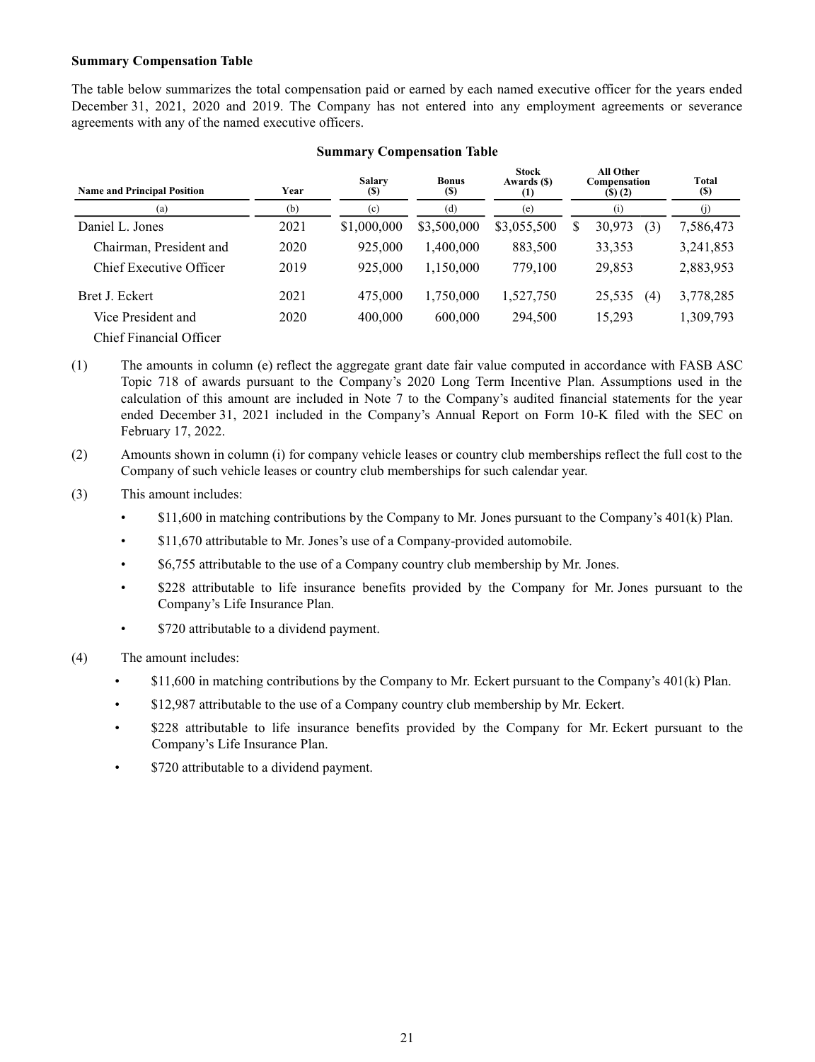**Summary Compensation Table**

The table below summarizes the total compensation paid or earned by each named executive officer for the years ended December 31, 2021, 2020 and 2019. The Company has not entered into any employment agreements or severance agreements with any of the named executive officers.

**Summary Compensation Table**

| Name and Principal Position | Year | Salary ($) | Bonus ($) | Stock Awards ($) (1) | All Other Compensation ($) (2) | Total ($) |
|---|---|---|---|---|---|---|
| (a) | (b) | (c) | (d) | (e) | (i) | (j) |
| Daniel L. Jones | 2021 | $1,000,000 | $3,500,000 | $3,055,500 | $ 30,973 (3) | 7,586,473 |
| Chairman, President and | 2020 | 925,000 | 1,400,000 | 883,500 | 33,353 | 3,241,853 |
| Chief Executive Officer | 2019 | 925,000 | 1,150,000 | 779,100 | 29,853 | 2,883,953 |
| Bret J. Eckert | 2021 | 475,000 | 1,750,000 | 1,527,750 | 25,535 (4) | 3,778,285 |
| Vice President and | 2020 | 400,000 | 600,000 | 294,500 | 15,293 | 1,309,793 |
| Chief Financial Officer | | | | | | |

(1) The amounts in column (e) reflect the aggregate grant date fair value computed in accordance with FASB ASC Topic 718 of awards pursuant to the Company's 2020 Long Term Incentive Plan. Assumptions used in the calculation of this amount are included in Note 7 to the Company's audited financial statements for the year ended December 31, 2021 included in the Company's Annual Report on Form 10-K filed with the SEC on February 17, 2022.

(2) Amounts shown in column (i) for company vehicle leases or country club memberships reflect the full cost to the Company of such vehicle leases or country club memberships for such calendar year.

(3) This amount includes:

- $11,600 in matching contributions by the Company to Mr. Jones pursuant to the Company's 401(k) Plan.
- $11,670 attributable to Mr. Jones's use of a Company-provided automobile.
- $6,755 attributable to the use of a Company country club membership by Mr. Jones.
- $228 attributable to life insurance benefits provided by the Company for Mr. Jones pursuant to the Company's Life Insurance Plan.
- $720 attributable to a dividend payment.

(4) The amount includes:

- $11,600 in matching contributions by the Company to Mr. Eckert pursuant to the Company's 401(k) Plan.
- $12,987 attributable to the use of a Company country club membership by Mr. Eckert.
- $228 attributable to life insurance benefits provided by the Company for Mr. Eckert pursuant to the Company's Life Insurance Plan.
- $720 attributable to a dividend payment.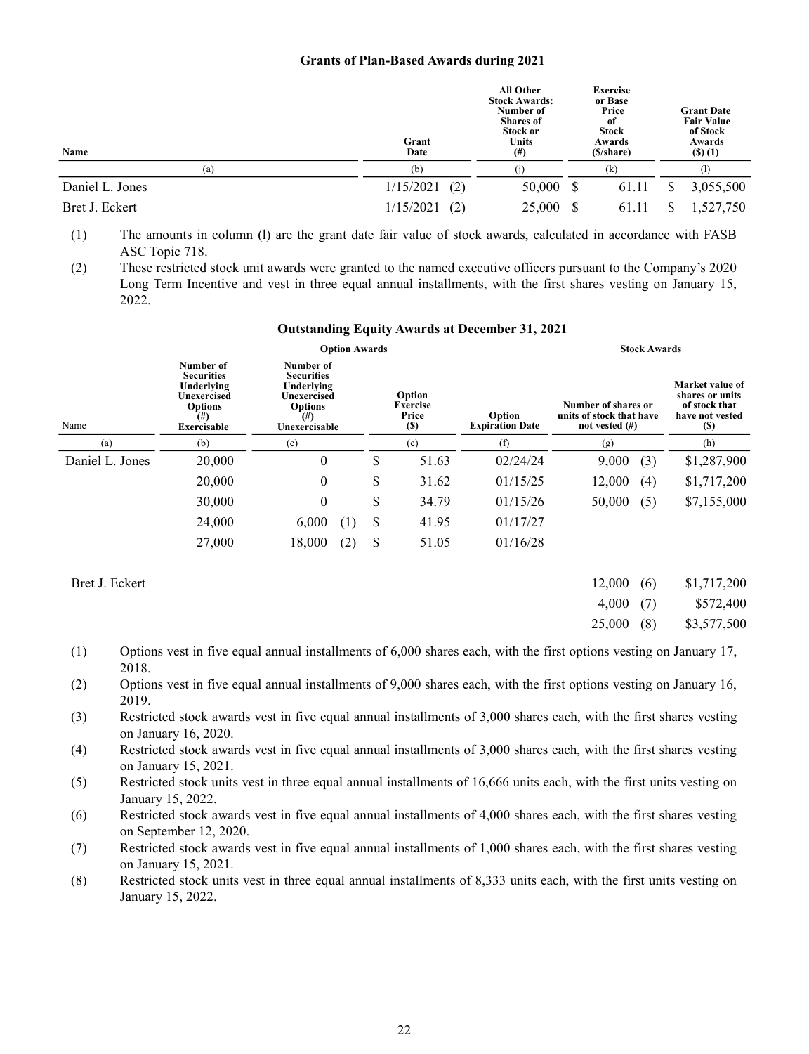**Grants of Plan-Based Awards during 2021**

| Name | Grant Date | All Other Stock Awards: Number of Shares of Stock or Units (#) | Exercise or Base Price of Stock Awards ($/share) | Grant Date Fair Value of Stock Awards ($) (1) |
|---|---|---|---|---|
| (a) | (b) | (j) | (k) | (l) |
| Daniel L. Jones | 1/15/2021 (2) | 50,000 | $ 61.11 | $ 3,055,500 |
| Bret J. Eckert | 1/15/2021 (2) | 25,000 | $ 61.11 | $ 1,527,750 |

(1) The amounts in column (l) are the grant date fair value of stock awards, calculated in accordance with FASB ASC Topic 718.

(2) These restricted stock unit awards were granted to the named executive officers pursuant to the Company's 2020 Long Term Incentive and vest in three equal annual installments, with the first shares vesting on January 15, 2022.

**Outstanding Equity Awards at December 31, 2021**

| | Option Awards | | | | Stock Awards | |
|---|---|---|---|---|---|---|
| Name | Number of Securities Underlying Unexercised Options (#) Exercisable | Number of Securities Underlying Unexercised Options (#) Unexercisable | Option Exercise Price ($) | Option Expiration Date | Number of shares or units of stock that have not vested (#) | Market value of shares or units of stock that have not vested ($) |
| (a) | (b) | (c) | (e) | (f) | (g) | (h) |
| Daniel L. Jones | 20,000 | 0 | $ 51.63 | 02/24/24 | 9,000 (3) | $1,287,900 |
| | 20,000 | 0 | $ 31.62 | 01/15/25 | 12,000 (4) | $1,717,200 |
| | 30,000 | 0 | $ 34.79 | 01/15/26 | 50,000 (5) | $7,155,000 |
| | 24,000 | 6,000 (1) | $ 41.95 | 01/17/27 | | |
| | 27,000 | 18,000 (2) | $ 51.05 | 01/16/28 | | |
| Bret J. Eckert | | | | | 12,000 (6) | $1,717,200 |
| | | | | | 4,000 (7) | $572,400 |
| | | | | | 25,000 (8) | $3,577,500 |

(1) Options vest in five equal annual installments of 6,000 shares each, with the first options vesting on January 17, 2018.

(2) Options vest in five equal annual installments of 9,000 shares each, with the first options vesting on January 16, 2019.

(3) Restricted stock awards vest in five equal annual installments of 3,000 shares each, with the first shares vesting on January 16, 2020.

(4) Restricted stock awards vest in five equal annual installments of 3,000 shares each, with the first shares vesting on January 15, 2021.

(5) Restricted stock units vest in three equal annual installments of 16,666 units each, with the first units vesting on January 15, 2022.

(6) Restricted stock awards vest in five equal annual installments of 4,000 shares each, with the first shares vesting on September 12, 2020.

(7) Restricted stock awards vest in five equal annual installments of 1,000 shares each, with the first shares vesting on January 15, 2021.

(8) Restricted stock units vest in three equal annual installments of 8,333 units each, with the first units vesting on January 15, 2022.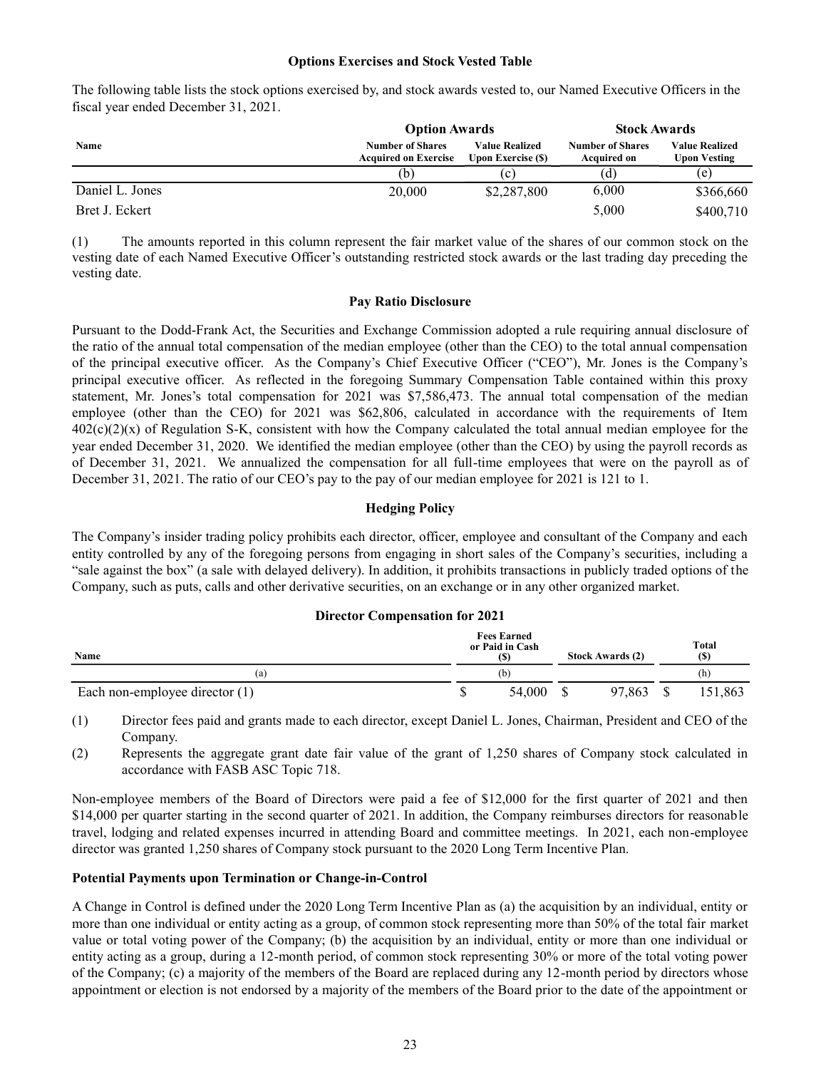### Options Exercises and Stock Vested Table

The following table lists the stock options exercised by, and stock awards vested to, our Named Executive Officers in the fiscal year ended December 31, 2021.

| | Option Awards | | Stock Awards | |
|---|---|---|---|---|
| **Name** | **Number of Shares Acquired on Exercise** | **Value Realized Upon Exercise ($)** | **Number of Shares Acquired on** | **Value Realized Upon Vesting** |
| | (b) | (c) | (d) | (e) |
| Daniel L. Jones | 20,000 | $2,287,800 | 6,000 | $366,660 |
| Bret J. Eckert | | | 5,000 | $400,710 |

(1) The amounts reported in this column represent the fair market value of the shares of our common stock on the vesting date of each Named Executive Officer's outstanding restricted stock awards or the last trading day preceding the vesting date.

### Pay Ratio Disclosure

Pursuant to the Dodd-Frank Act, the Securities and Exchange Commission adopted a rule requiring annual disclosure of the ratio of the annual total compensation of the median employee (other than the CEO) to the total annual compensation of the principal executive officer. As the Company's Chief Executive Officer ("CEO"), Mr. Jones is the Company's principal executive officer. As reflected in the foregoing Summary Compensation Table contained within this proxy statement, Mr. Jones's total compensation for 2021 was $7,586,473. The annual total compensation of the median employee (other than the CEO) for 2021 was $62,806, calculated in accordance with the requirements of Item 402(c)(2)(x) of Regulation S-K, consistent with how the Company calculated the total annual median employee for the year ended December 31, 2020. We identified the median employee (other than the CEO) by using the payroll records as of December 31, 2021. We annualized the compensation for all full-time employees that were on the payroll as of December 31, 2021. The ratio of our CEO's pay to the pay of our median employee for 2021 is 121 to 1.

### Hedging Policy

The Company's insider trading policy prohibits each director, officer, employee and consultant of the Company and each entity controlled by any of the foregoing persons from engaging in short sales of the Company's securities, including a "sale against the box" (a sale with delayed delivery). In addition, it prohibits transactions in publicly traded options of the Company, such as puts, calls and other derivative securities, on an exchange or in any other organized market.

### Director Compensation for 2021

| Name | Fees Earned or Paid in Cash ($) | Stock Awards (2) | Total ($) |
|---|---|---|---|
| (a) | (b) | | (h) |
| Each non-employee director (1) | $ 54,000 | $ 97,863 | $ 151,863 |

(1) Director fees paid and grants made to each director, except Daniel L. Jones, Chairman, President and CEO of the Company.

(2) Represents the aggregate grant date fair value of the grant of 1,250 shares of Company stock calculated in accordance with FASB ASC Topic 718.

Non-employee members of the Board of Directors were paid a fee of $12,000 for the first quarter of 2021 and then $14,000 per quarter starting in the second quarter of 2021. In addition, the Company reimburses directors for reasonable travel, lodging and related expenses incurred in attending Board and committee meetings. In 2021, each non-employee director was granted 1,250 shares of Company stock pursuant to the 2020 Long Term Incentive Plan.

**Potential Payments upon Termination or Change-in-Control**

A Change in Control is defined under the 2020 Long Term Incentive Plan as (a) the acquisition by an individual, entity or more than one individual or entity acting as a group, of common stock representing more than 50% of the total fair market value or total voting power of the Company; (b) the acquisition by an individual, entity or more than one individual or entity acting as a group, during a 12-month period, of common stock representing 30% or more of the total voting power of the Company; (c) a majority of the members of the Board are replaced during any 12-month period by directors whose appointment or election is not endorsed by a majority of the members of the Board prior to the date of the appointment or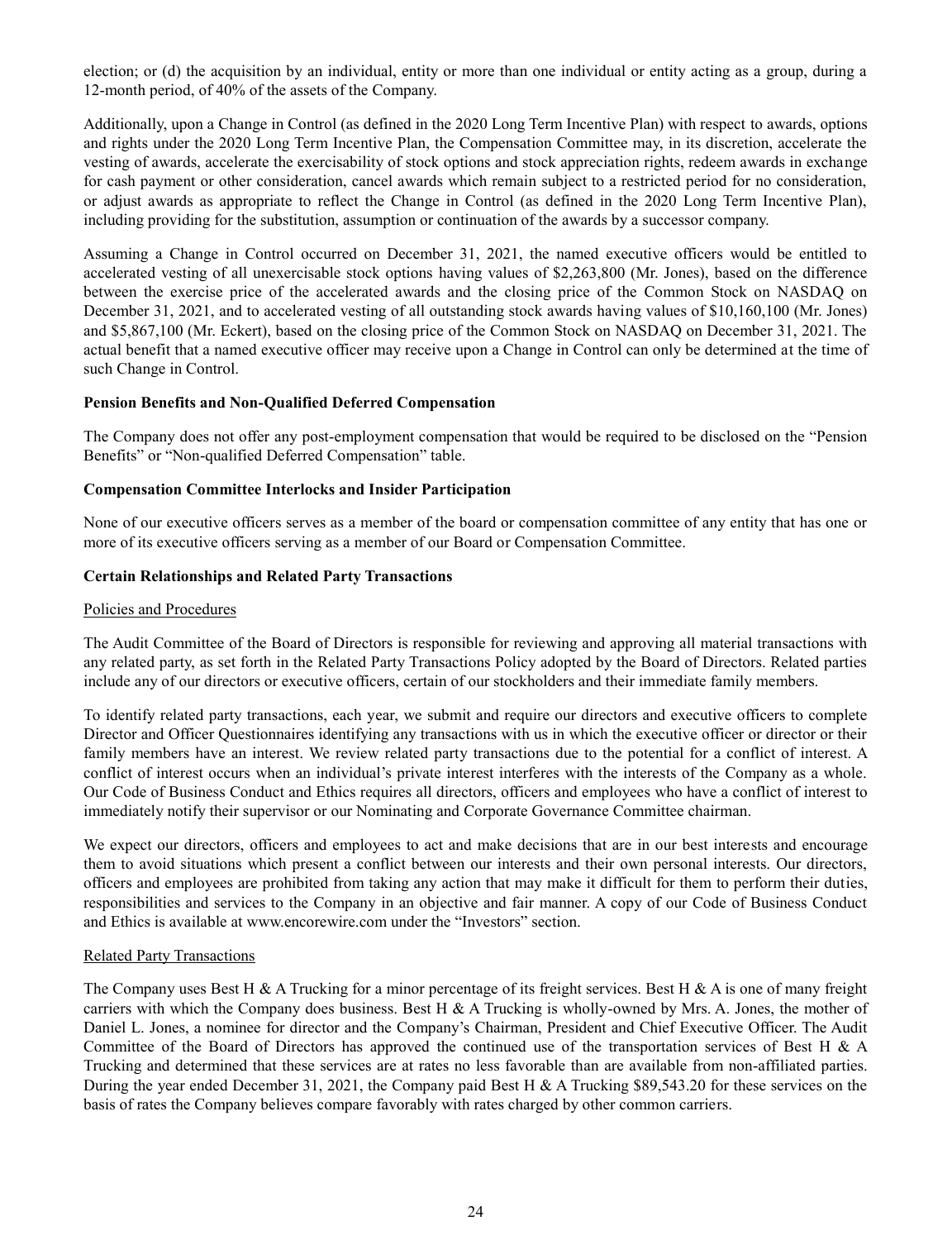election; or (d) the acquisition by an individual, entity or more than one individual or entity acting as a group, during a 12-month period, of 40% of the assets of the Company.

Additionally, upon a Change in Control (as defined in the 2020 Long Term Incentive Plan) with respect to awards, options and rights under the 2020 Long Term Incentive Plan, the Compensation Committee may, in its discretion, accelerate the vesting of awards, accelerate the exercisability of stock options and stock appreciation rights, redeem awards in exchange for cash payment or other consideration, cancel awards which remain subject to a restricted period for no consideration, or adjust awards as appropriate to reflect the Change in Control (as defined in the 2020 Long Term Incentive Plan), including providing for the substitution, assumption or continuation of the awards by a successor company.

Assuming a Change in Control occurred on December 31, 2021, the named executive officers would be entitled to accelerated vesting of all unexercisable stock options having values of $2,263,800 (Mr. Jones), based on the difference between the exercise price of the accelerated awards and the closing price of the Common Stock on NASDAQ on December 31, 2021, and to accelerated vesting of all outstanding stock awards having values of $10,160,100 (Mr. Jones) and $5,867,100 (Mr. Eckert), based on the closing price of the Common Stock on NASDAQ on December 31, 2021. The actual benefit that a named executive officer may receive upon a Change in Control can only be determined at the time of such Change in Control.

**Pension Benefits and Non-Qualified Deferred Compensation**

The Company does not offer any post-employment compensation that would be required to be disclosed on the "Pension Benefits" or "Non-qualified Deferred Compensation" table.

**Compensation Committee Interlocks and Insider Participation**

None of our executive officers serves as a member of the board or compensation committee of any entity that has one or more of its executive officers serving as a member of our Board or Compensation Committee.

**Certain Relationships and Related Party Transactions**

Policies and Procedures

The Audit Committee of the Board of Directors is responsible for reviewing and approving all material transactions with any related party, as set forth in the Related Party Transactions Policy adopted by the Board of Directors. Related parties include any of our directors or executive officers, certain of our stockholders and their immediate family members.

To identify related party transactions, each year, we submit and require our directors and executive officers to complete Director and Officer Questionnaires identifying any transactions with us in which the executive officer or director or their family members have an interest. We review related party transactions due to the potential for a conflict of interest. A conflict of interest occurs when an individual's private interest interferes with the interests of the Company as a whole. Our Code of Business Conduct and Ethics requires all directors, officers and employees who have a conflict of interest to immediately notify their supervisor or our Nominating and Corporate Governance Committee chairman.

We expect our directors, officers and employees to act and make decisions that are in our best interests and encourage them to avoid situations which present a conflict between our interests and their own personal interests. Our directors, officers and employees are prohibited from taking any action that may make it difficult for them to perform their duties, responsibilities and services to the Company in an objective and fair manner. A copy of our Code of Business Conduct and Ethics is available at www.encorewire.com under the "Investors" section.

Related Party Transactions

The Company uses Best H & A Trucking for a minor percentage of its freight services. Best H & A is one of many freight carriers with which the Company does business. Best H & A Trucking is wholly-owned by Mrs. A. Jones, the mother of Daniel L. Jones, a nominee for director and the Company's Chairman, President and Chief Executive Officer. The Audit Committee of the Board of Directors has approved the continued use of the transportation services of Best H & A Trucking and determined that these services are at rates no less favorable than are available from non-affiliated parties. During the year ended December 31, 2021, the Company paid Best H & A Trucking $89,543.20 for these services on the basis of rates the Company believes compare favorably with rates charged by other common carriers.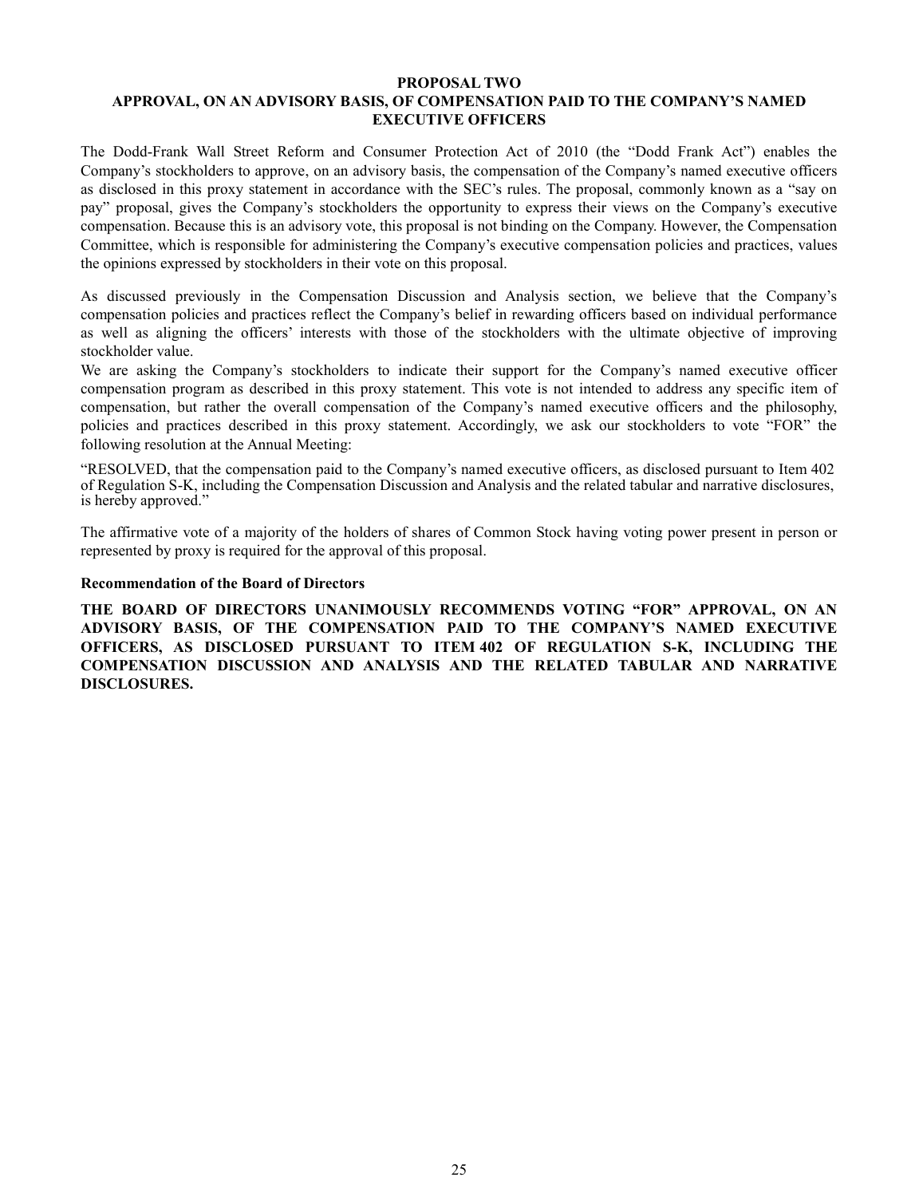## PROPOSAL TWO
## APPROVAL, ON AN ADVISORY BASIS, OF COMPENSATION PAID TO THE COMPANY'S NAMED EXECUTIVE OFFICERS

The Dodd-Frank Wall Street Reform and Consumer Protection Act of 2010 (the "Dodd Frank Act") enables the Company's stockholders to approve, on an advisory basis, the compensation of the Company's named executive officers as disclosed in this proxy statement in accordance with the SEC's rules. The proposal, commonly known as a "say on pay" proposal, gives the Company's stockholders the opportunity to express their views on the Company's executive compensation. Because this is an advisory vote, this proposal is not binding on the Company. However, the Compensation Committee, which is responsible for administering the Company's executive compensation policies and practices, values the opinions expressed by stockholders in their vote on this proposal.

As discussed previously in the Compensation Discussion and Analysis section, we believe that the Company's compensation policies and practices reflect the Company's belief in rewarding officers based on individual performance as well as aligning the officers' interests with those of the stockholders with the ultimate objective of improving stockholder value.

We are asking the Company's stockholders to indicate their support for the Company's named executive officer compensation program as described in this proxy statement. This vote is not intended to address any specific item of compensation, but rather the overall compensation of the Company's named executive officers and the philosophy, policies and practices described in this proxy statement. Accordingly, we ask our stockholders to vote "FOR" the following resolution at the Annual Meeting:

"RESOLVED, that the compensation paid to the Company's named executive officers, as disclosed pursuant to Item 402 of Regulation S-K, including the Compensation Discussion and Analysis and the related tabular and narrative disclosures, is hereby approved."

The affirmative vote of a majority of the holders of shares of Common Stock having voting power present in person or represented by proxy is required for the approval of this proposal.

**Recommendation of the Board of Directors**

**THE BOARD OF DIRECTORS UNANIMOUSLY RECOMMENDS VOTING "FOR" APPROVAL, ON AN ADVISORY BASIS, OF THE COMPENSATION PAID TO THE COMPANY'S NAMED EXECUTIVE OFFICERS, AS DISCLOSED PURSUANT TO ITEM 402 OF REGULATION S-K, INCLUDING THE COMPENSATION DISCUSSION AND ANALYSIS AND THE RELATED TABULAR AND NARRATIVE DISCLOSURES.**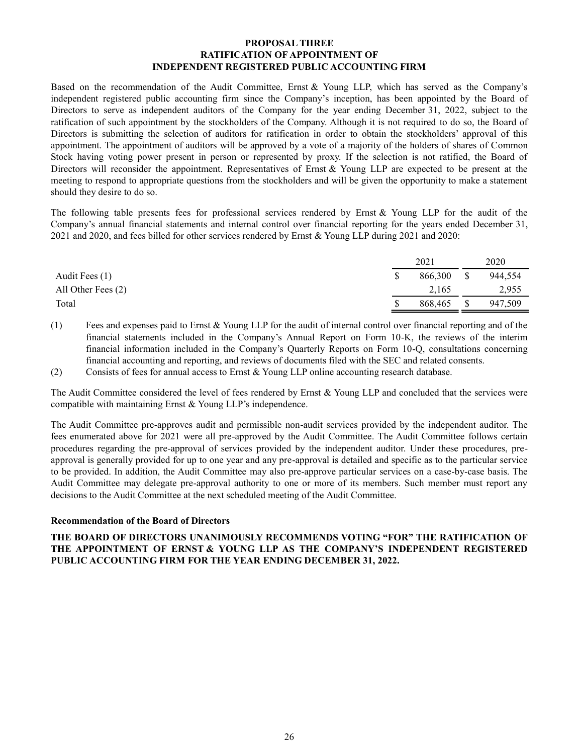## PROPOSAL THREE
## RATIFICATION OF APPOINTMENT OF
## INDEPENDENT REGISTERED PUBLIC ACCOUNTING FIRM

Based on the recommendation of the Audit Committee, Ernst & Young LLP, which has served as the Company's independent registered public accounting firm since the Company's inception, has been appointed by the Board of Directors to serve as independent auditors of the Company for the year ending December 31, 2022, subject to the ratification of such appointment by the stockholders of the Company. Although it is not required to do so, the Board of Directors is submitting the selection of auditors for ratification in order to obtain the stockholders' approval of this appointment. The appointment of auditors will be approved by a vote of a majority of the holders of shares of Common Stock having voting power present in person or represented by proxy. If the selection is not ratified, the Board of Directors will reconsider the appointment. Representatives of Ernst & Young LLP are expected to be present at the meeting to respond to appropriate questions from the stockholders and will be given the opportunity to make a statement should they desire to do so.

The following table presents fees for professional services rendered by Ernst & Young LLP for the audit of the Company's annual financial statements and internal control over financial reporting for the years ended December 31, 2021 and 2020, and fees billed for other services rendered by Ernst & Young LLP during 2021 and 2020:

| | 2021 | 2020 |
|---|---|---|
| Audit Fees (1) | $ 866,300 | $ 944,554 |
| All Other Fees (2) | 2,165 | 2,955 |
| Total | $ 868,465 | $ 947,509 |

(1) Fees and expenses paid to Ernst & Young LLP for the audit of internal control over financial reporting and of the financial statements included in the Company's Annual Report on Form 10-K, the reviews of the interim financial information included in the Company's Quarterly Reports on Form 10-Q, consultations concerning financial accounting and reporting, and reviews of documents filed with the SEC and related consents.

(2) Consists of fees for annual access to Ernst & Young LLP online accounting research database.

The Audit Committee considered the level of fees rendered by Ernst & Young LLP and concluded that the services were compatible with maintaining Ernst & Young LLP's independence.

The Audit Committee pre-approves audit and permissible non-audit services provided by the independent auditor. The fees enumerated above for 2021 were all pre-approved by the Audit Committee. The Audit Committee follows certain procedures regarding the pre-approval of services provided by the independent auditor. Under these procedures, pre-approval is generally provided for up to one year and any pre-approval is detailed and specific as to the particular service to be provided. In addition, the Audit Committee may also pre-approve particular services on a case-by-case basis. The Audit Committee may delegate pre-approval authority to one or more of its members. Such member must report any decisions to the Audit Committee at the next scheduled meeting of the Audit Committee.

### Recommendation of the Board of Directors

**THE BOARD OF DIRECTORS UNANIMOUSLY RECOMMENDS VOTING "FOR" THE RATIFICATION OF THE APPOINTMENT OF ERNST & YOUNG LLP AS THE COMPANY'S INDEPENDENT REGISTERED PUBLIC ACCOUNTING FIRM FOR THE YEAR ENDING DECEMBER 31, 2022.**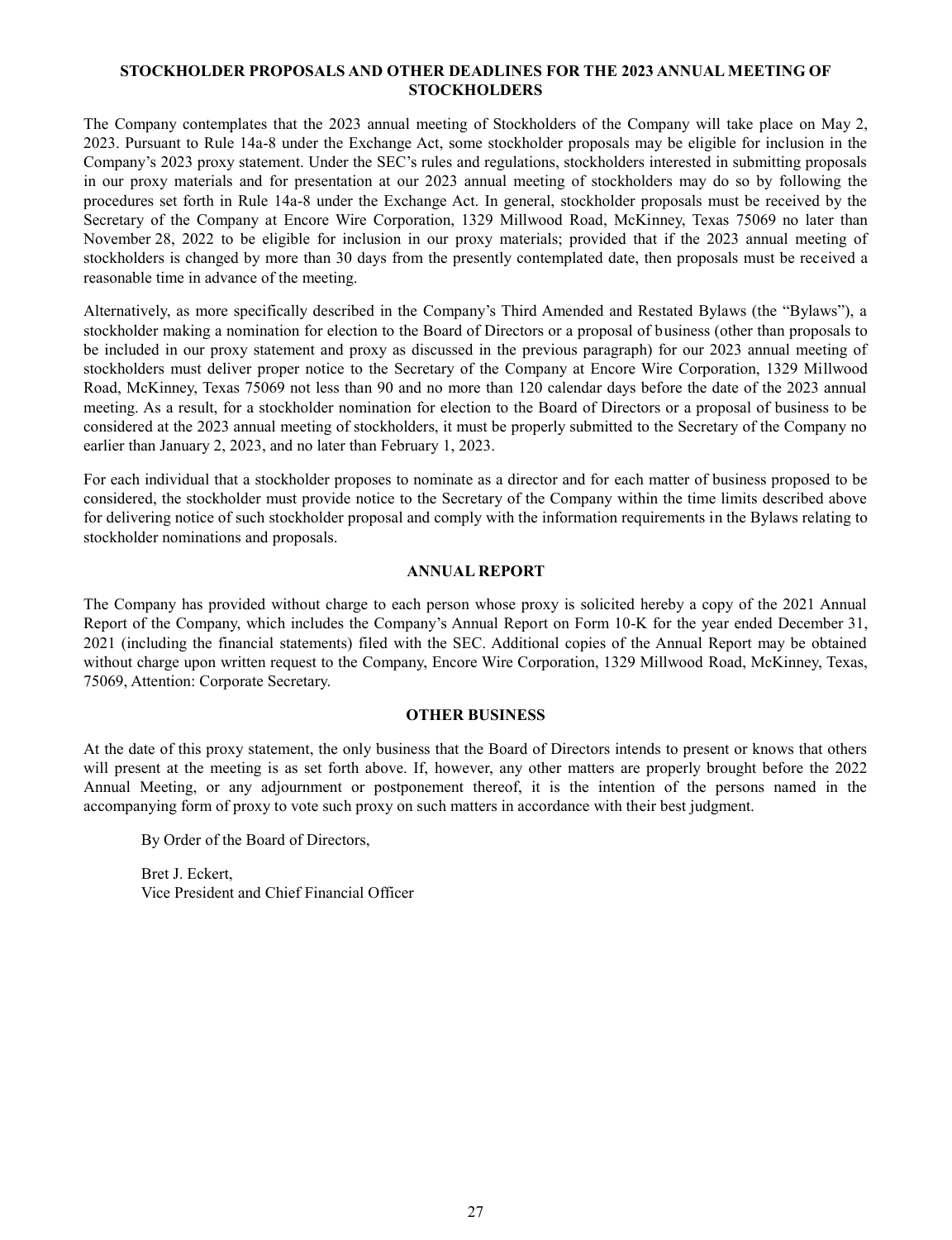## STOCKHOLDER PROPOSALS AND OTHER DEADLINES FOR THE 2023 ANNUAL MEETING OF STOCKHOLDERS

The Company contemplates that the 2023 annual meeting of Stockholders of the Company will take place on May 2, 2023. Pursuant to Rule 14a-8 under the Exchange Act, some stockholder proposals may be eligible for inclusion in the Company's 2023 proxy statement. Under the SEC's rules and regulations, stockholders interested in submitting proposals in our proxy materials and for presentation at our 2023 annual meeting of stockholders may do so by following the procedures set forth in Rule 14a-8 under the Exchange Act. In general, stockholder proposals must be received by the Secretary of the Company at Encore Wire Corporation, 1329 Millwood Road, McKinney, Texas 75069 no later than November 28, 2022 to be eligible for inclusion in our proxy materials; provided that if the 2023 annual meeting of stockholders is changed by more than 30 days from the presently contemplated date, then proposals must be received a reasonable time in advance of the meeting.

Alternatively, as more specifically described in the Company's Third Amended and Restated Bylaws (the "Bylaws"), a stockholder making a nomination for election to the Board of Directors or a proposal of business (other than proposals to be included in our proxy statement and proxy as discussed in the previous paragraph) for our 2023 annual meeting of stockholders must deliver proper notice to the Secretary of the Company at Encore Wire Corporation, 1329 Millwood Road, McKinney, Texas 75069 not less than 90 and no more than 120 calendar days before the date of the 2023 annual meeting. As a result, for a stockholder nomination for election to the Board of Directors or a proposal of business to be considered at the 2023 annual meeting of stockholders, it must be properly submitted to the Secretary of the Company no earlier than January 2, 2023, and no later than February 1, 2023.

For each individual that a stockholder proposes to nominate as a director and for each matter of business proposed to be considered, the stockholder must provide notice to the Secretary of the Company within the time limits described above for delivering notice of such stockholder proposal and comply with the information requirements in the Bylaws relating to stockholder nominations and proposals.

## ANNUAL REPORT

The Company has provided without charge to each person whose proxy is solicited hereby a copy of the 2021 Annual Report of the Company, which includes the Company's Annual Report on Form 10-K for the year ended December 31, 2021 (including the financial statements) filed with the SEC. Additional copies of the Annual Report may be obtained without charge upon written request to the Company, Encore Wire Corporation, 1329 Millwood Road, McKinney, Texas, 75069, Attention: Corporate Secretary.

## OTHER BUSINESS

At the date of this proxy statement, the only business that the Board of Directors intends to present or knows that others will present at the meeting is as set forth above. If, however, any other matters are properly brought before the 2022 Annual Meeting, or any adjournment or postponement thereof, it is the intention of the persons named in the accompanying form of proxy to vote such proxy on such matters in accordance with their best judgment.

By Order of the Board of Directors,

Bret J. Eckert,
Vice President and Chief Financial Officer